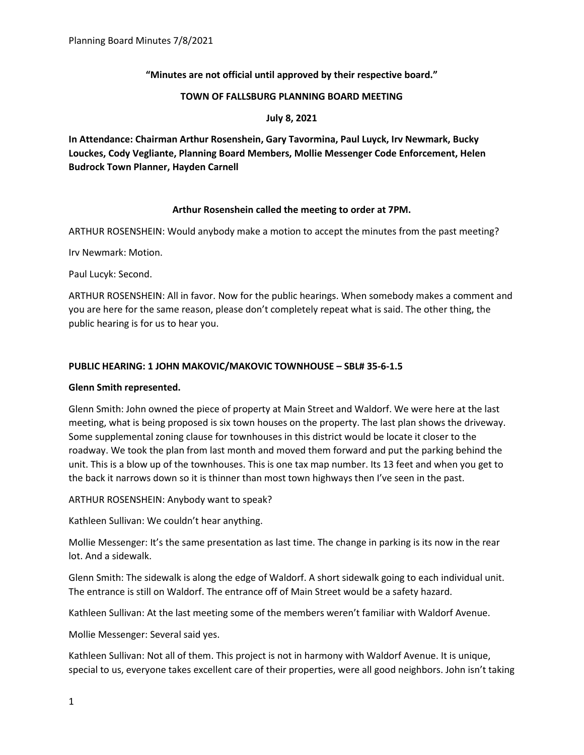**"Minutes are not official until approved by their respective board."**

**TOWN OF FALLSBURG PLANNING BOARD MEETING**

**July 8, 2021**

**In Attendance: Chairman Arthur Rosenshein, Gary Tavormina, Paul Luyck, Irv Newmark, Bucky Louckes, Cody Vegliante, Planning Board Members, Mollie Messenger Code Enforcement, Helen Budrock Town Planner, Hayden Carnell**

**Arthur Rosenshein called the meeting to order at 7PM.**

ARTHUR ROSENSHEIN: Would anybody make a motion to accept the minutes from the past meeting?

Irv Newmark: Motion.

Paul Lucyk: Second.

ARTHUR ROSENSHEIN: All in favor. Now for the public hearings. When somebody makes a comment and you are here for the same reason, please don't completely repeat what is said. The other thing, the public hearing is for us to hear you.

**PUBLIC HEARING: 1 JOHN MAKOVIC/MAKOVIC TOWNHOUSE – SBL# 35-6-1.5**

**Glenn Smith represented.**

Glenn Smith: John owned the piece of property at Main Street and Waldorf. We were here at the last meeting, what is being proposed is six town houses on the property. The last plan shows the driveway. Some supplemental zoning clause for townhouses in this district would be locate it closer to the roadway. We took the plan from last month and moved them forward and put the parking behind the unit. This is a blow up of the townhouses. This is one tax map number. Its 13 feet and when you get to the back it narrows down so it is thinner than most town highways then I've seen in the past.

ARTHUR ROSENSHEIN: Anybody want to speak?

Kathleen Sullivan: We couldn't hear anything.

Mollie Messenger: It's the same presentation as last time. The change in parking is its now in the rear lot. And a sidewalk.

Glenn Smith: The sidewalk is along the edge of Waldorf. A short sidewalk going to each individual unit. The entrance is still on Waldorf. The entrance off of Main Street would be a safety hazard.

Kathleen Sullivan: At the last meeting some of the members weren't familiar with Waldorf Avenue.

Mollie Messenger: Several said yes.

Kathleen Sullivan: Not all of them. This project is not in harmony with Waldorf Avenue. It is unique, special to us, everyone takes excellent care of their properties, were all good neighbors. John isn't taking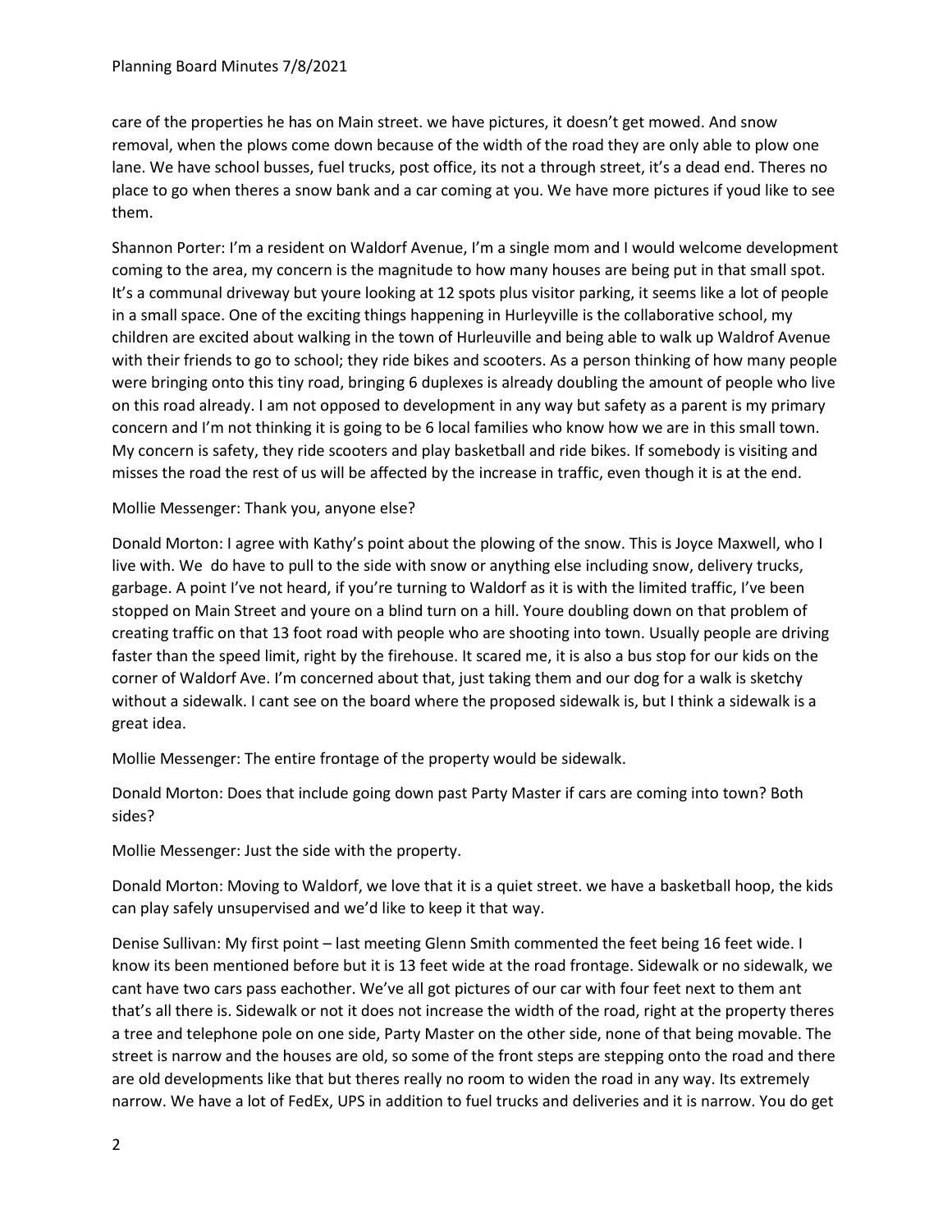care of the properties he has on Main street. we have pictures, it doesn't get mowed. And snow removal, when the plows come down because of the width of the road they are only able to plow one lane. We have school busses, fuel trucks, post office, its not a through street, it's a dead end. Theres no place to go when theres a snow bank and a car coming at you. We have more pictures if youd like to see them.

Shannon Porter: I'm a resident on Waldorf Avenue, I'm a single mom and I would welcome development coming to the area, my concern is the magnitude to how many houses are being put in that small spot. It's a communal driveway but youre looking at 12 spots plus visitor parking, it seems like a lot of people in a small space. One of the exciting things happening in Hurleyville is the collaborative school, my children are excited about walking in the town of Hurleuville and being able to walk up Waldrof Avenue with their friends to go to school; they ride bikes and scooters. As a person thinking of how many people were bringing onto this tiny road, bringing 6 duplexes is already doubling the amount of people who live on this road already. I am not opposed to development in any way but safety as a parent is my primary concern and I'm not thinking it is going to be 6 local families who know how we are in this small town. My concern is safety, they ride scooters and play basketball and ride bikes. If somebody is visiting and misses the road the rest of us will be affected by the increase in traffic, even though it is at the end.

Mollie Messenger: Thank you, anyone else?

Donald Morton: I agree with Kathy's point about the plowing of the snow. This is Joyce Maxwell, who I live with. We do have to pull to the side with snow or anything else including snow, delivery trucks, garbage. A point I've not heard, if you're turning to Waldorf as it is with the limited traffic, I've been stopped on Main Street and youre on a blind turn on a hill. Youre doubling down on that problem of creating traffic on that 13 foot road with people who are shooting into town. Usually people are driving faster than the speed limit, right by the firehouse. It scared me, it is also a bus stop for our kids on the corner of Waldorf Ave. I'm concerned about that, just taking them and our dog for a walk is sketchy without a sidewalk. I cant see on the board where the proposed sidewalk is, but I think a sidewalk is a great idea.

Mollie Messenger: The entire frontage of the property would be sidewalk.

Donald Morton: Does that include going down past Party Master if cars are coming into town? Both sides?

Mollie Messenger: Just the side with the property.

Donald Morton: Moving to Waldorf, we love that it is a quiet street. we have a basketball hoop, the kids can play safely unsupervised and we'd like to keep it that way.

Denise Sullivan: My first point – last meeting Glenn Smith commented the feet being 16 feet wide. I know its been mentioned before but it is 13 feet wide at the road frontage. Sidewalk or no sidewalk, we cant have two cars pass eachother. We've all got pictures of our car with four feet next to them ant that's all there is. Sidewalk or not it does not increase the width of the road, right at the property theres a tree and telephone pole on one side, Party Master on the other side, none of that being movable. The street is narrow and the houses are old, so some of the front steps are stepping onto the road and there are old developments like that but theres really no room to widen the road in any way. Its extremely narrow. We have a lot of FedEx, UPS in addition to fuel trucks and deliveries and it is narrow. You do get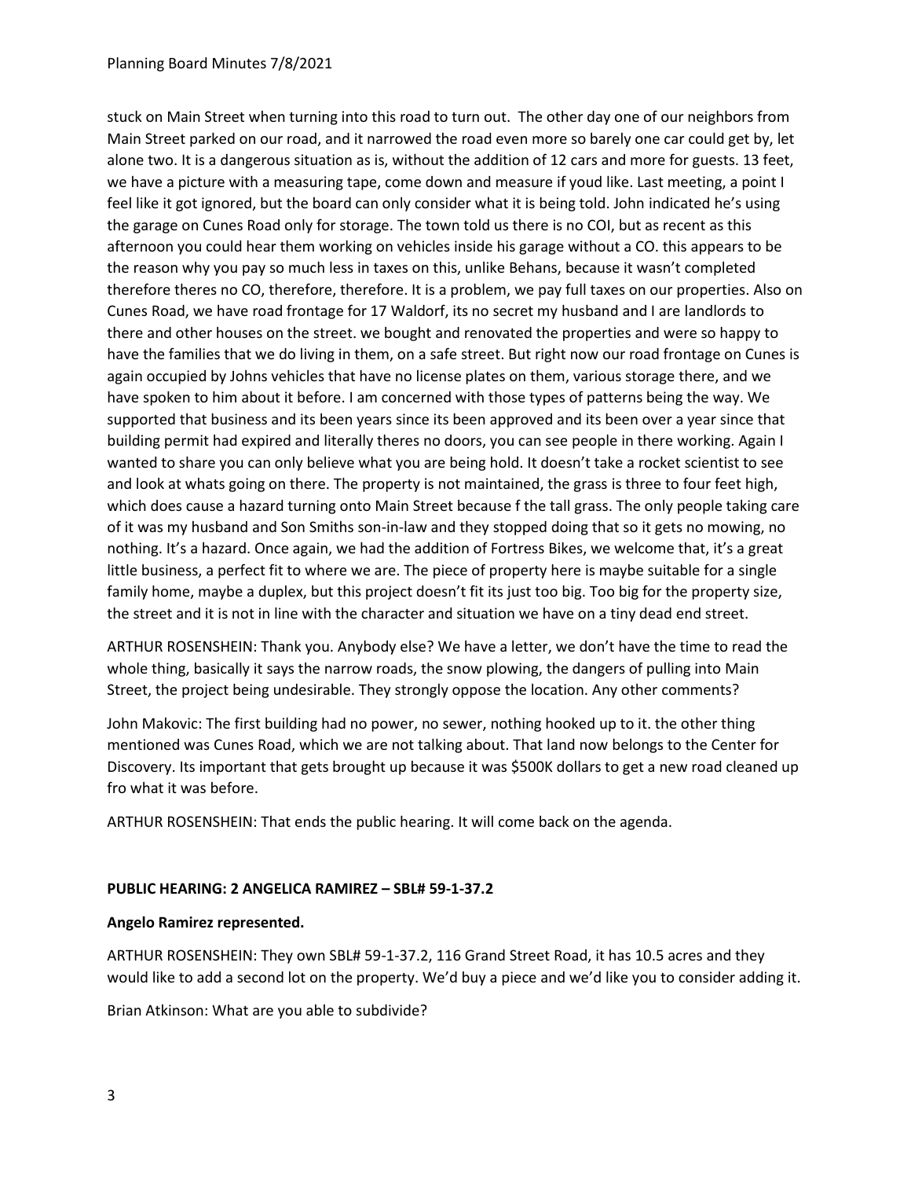stuck on Main Street when turning into this road to turn out. The other day one of our neighbors from Main Street parked on our road, and it narrowed the road even more so barely one car could get by, let alone two. It is a dangerous situation as is, without the addition of 12 cars and more for guests. 13 feet, we have a picture with a measuring tape, come down and measure if youd like. Last meeting, a point I feel like it got ignored, but the board can only consider what it is being told. John indicated he's using the garage on Cunes Road only for storage. The town told us there is no COI, but as recent as this afternoon you could hear them working on vehicles inside his garage without a CO. this appears to be the reason why you pay so much less in taxes on this, unlike Behans, because it wasn't completed therefore theres no CO, therefore, therefore. It is a problem, we pay full taxes on our properties. Also on Cunes Road, we have road frontage for 17 Waldorf, its no secret my husband and I are landlords to there and other houses on the street. we bought and renovated the properties and were so happy to have the families that we do living in them, on a safe street. But right now our road frontage on Cunes is again occupied by Johns vehicles that have no license plates on them, various storage there, and we have spoken to him about it before. I am concerned with those types of patterns being the way. We supported that business and its been years since its been approved and its been over a year since that building permit had expired and literally theres no doors, you can see people in there working. Again I wanted to share you can only believe what you are being hold. It doesn't take a rocket scientist to see and look at whats going on there. The property is not maintained, the grass is three to four feet high, which does cause a hazard turning onto Main Street because f the tall grass. The only people taking care of it was my husband and Son Smiths son-in-law and they stopped doing that so it gets no mowing, no nothing. It's a hazard. Once again, we had the addition of Fortress Bikes, we welcome that, it's a great little business, a perfect fit to where we are. The piece of property here is maybe suitable for a single family home, maybe a duplex, but this project doesn't fit its just too big. Too big for the property size, the street and it is not in line with the character and situation we have on a tiny dead end street.

ARTHUR ROSENSHEIN: Thank you. Anybody else? We have a letter, we don't have the time to read the whole thing, basically it says the narrow roads, the snow plowing, the dangers of pulling into Main Street, the project being undesirable. They strongly oppose the location. Any other comments?

John Makovic: The first building had no power, no sewer, nothing hooked up to it. the other thing mentioned was Cunes Road, which we are not talking about. That land now belongs to the Center for Discovery. Its important that gets brought up because it was $500K dollars to get a new road cleaned up fro what it was before.

ARTHUR ROSENSHEIN: That ends the public hearing. It will come back on the agenda.

**PUBLIC HEARING: 2 ANGELICA RAMIREZ – SBL# 59-1-37.2**

**Angelo Ramirez represented.**

ARTHUR ROSENSHEIN: They own SBL# 59-1-37.2, 116 Grand Street Road, it has 10.5 acres and they would like to add a second lot on the property. We'd buy a piece and we'd like you to consider adding it.

Brian Atkinson: What are you able to subdivide?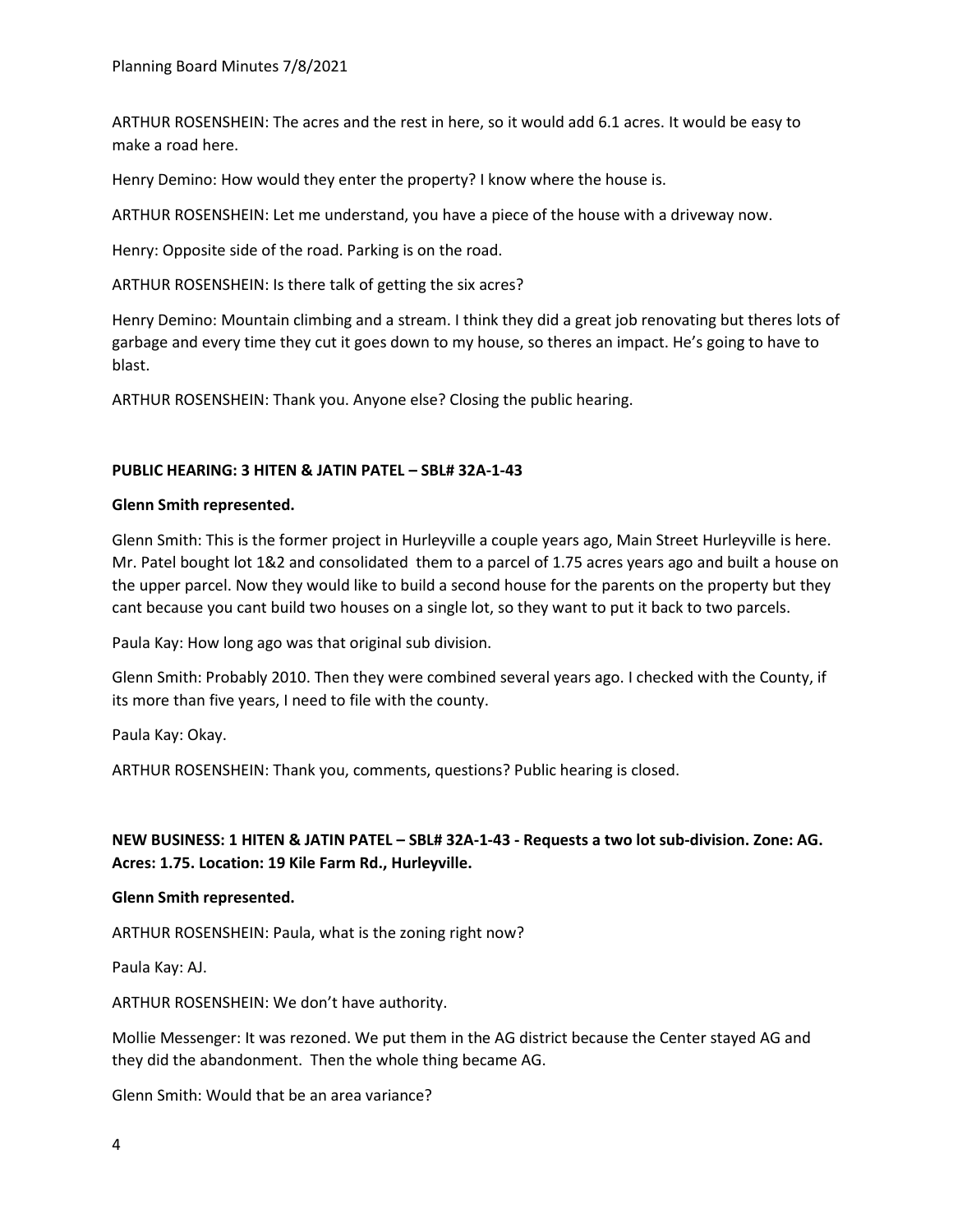ARTHUR ROSENSHEIN: The acres and the rest in here, so it would add 6.1 acres. It would be easy to make a road here.

Henry Demino: How would they enter the property? I know where the house is.

ARTHUR ROSENSHEIN: Let me understand, you have a piece of the house with a driveway now.

Henry: Opposite side of the road. Parking is on the road.

ARTHUR ROSENSHEIN: Is there talk of getting the six acres?

Henry Demino: Mountain climbing and a stream. I think they did a great job renovating but theres lots of garbage and every time they cut it goes down to my house, so theres an impact. He's going to have to blast.

ARTHUR ROSENSHEIN: Thank you. Anyone else? Closing the public hearing.

**PUBLIC HEARING: 3 HITEN & JATIN PATEL – SBL# 32A-1-43**

**Glenn Smith represented.**

Glenn Smith: This is the former project in Hurleyville a couple years ago, Main Street Hurleyville is here. Mr. Patel bought lot 1&2 and consolidated them to a parcel of 1.75 acres years ago and built a house on the upper parcel. Now they would like to build a second house for the parents on the property but they cant because you cant build two houses on a single lot, so they want to put it back to two parcels.

Paula Kay: How long ago was that original sub division.

Glenn Smith: Probably 2010. Then they were combined several years ago. I checked with the County, if its more than five years, I need to file with the county.

Paula Kay: Okay.

ARTHUR ROSENSHEIN: Thank you, comments, questions? Public hearing is closed.

**NEW BUSINESS: 1 HITEN & JATIN PATEL – SBL# 32A-1-43 - Requests a two lot sub-division. Zone: AG. Acres: 1.75. Location: 19 Kile Farm Rd., Hurleyville.**

**Glenn Smith represented.**

ARTHUR ROSENSHEIN: Paula, what is the zoning right now?

Paula Kay: AJ.

ARTHUR ROSENSHEIN: We don't have authority.

Mollie Messenger: It was rezoned. We put them in the AG district because the Center stayed AG and they did the abandonment. Then the whole thing became AG.

Glenn Smith: Would that be an area variance?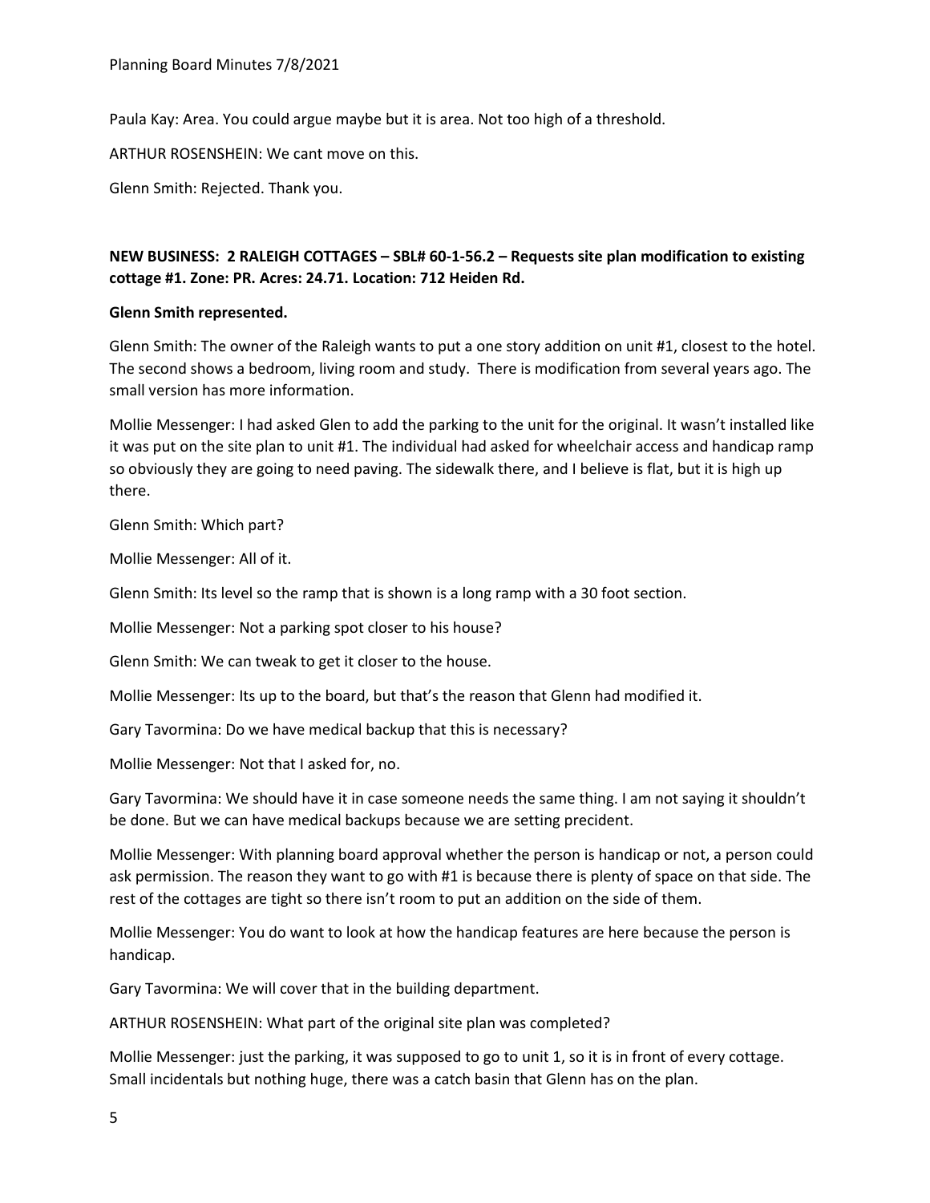Paula Kay: Area. You could argue maybe but it is area. Not too high of a threshold.

ARTHUR ROSENSHEIN: We cant move on this.

Glenn Smith: Rejected. Thank you.

**NEW BUSINESS: 2 RALEIGH COTTAGES – SBL# 60-1-56.2 – Requests site plan modification to existing cottage #1. Zone: PR. Acres: 24.71. Location: 712 Heiden Rd.**

**Glenn Smith represented.**

Glenn Smith: The owner of the Raleigh wants to put a one story addition on unit #1, closest to the hotel. The second shows a bedroom, living room and study. There is modification from several years ago. The small version has more information.

Mollie Messenger: I had asked Glen to add the parking to the unit for the original. It wasn't installed like it was put on the site plan to unit #1. The individual had asked for wheelchair access and handicap ramp so obviously they are going to need paving. The sidewalk there, and I believe is flat, but it is high up there.

Glenn Smith: Which part?

Mollie Messenger: All of it.

Glenn Smith: Its level so the ramp that is shown is a long ramp with a 30 foot section.

Mollie Messenger: Not a parking spot closer to his house?

Glenn Smith: We can tweak to get it closer to the house.

Mollie Messenger: Its up to the board, but that's the reason that Glenn had modified it.

Gary Tavormina: Do we have medical backup that this is necessary?

Mollie Messenger: Not that I asked for, no.

Gary Tavormina: We should have it in case someone needs the same thing. I am not saying it shouldn't be done. But we can have medical backups because we are setting precident.

Mollie Messenger: With planning board approval whether the person is handicap or not, a person could ask permission. The reason they want to go with #1 is because there is plenty of space on that side. The rest of the cottages are tight so there isn't room to put an addition on the side of them.

Mollie Messenger: You do want to look at how the handicap features are here because the person is handicap.

Gary Tavormina: We will cover that in the building department.

ARTHUR ROSENSHEIN: What part of the original site plan was completed?

Mollie Messenger: just the parking, it was supposed to go to unit 1, so it is in front of every cottage. Small incidentals but nothing huge, there was a catch basin that Glenn has on the plan.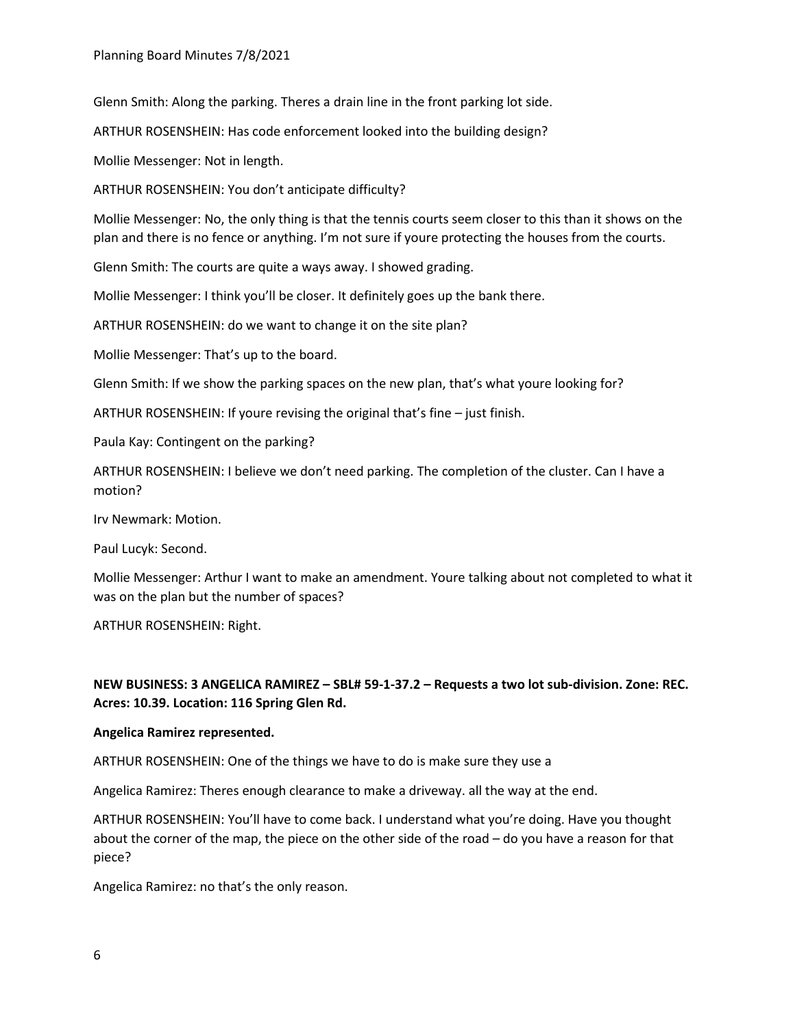Glenn Smith: Along the parking. Theres a drain line in the front parking lot side.

ARTHUR ROSENSHEIN: Has code enforcement looked into the building design?

Mollie Messenger: Not in length.

ARTHUR ROSENSHEIN: You don't anticipate difficulty?

Mollie Messenger: No, the only thing is that the tennis courts seem closer to this than it shows on the plan and there is no fence or anything. I'm not sure if youre protecting the houses from the courts.

Glenn Smith: The courts are quite a ways away. I showed grading.

Mollie Messenger: I think you'll be closer. It definitely goes up the bank there.

ARTHUR ROSENSHEIN: do we want to change it on the site plan?

Mollie Messenger: That's up to the board.

Glenn Smith: If we show the parking spaces on the new plan, that's what youre looking for?

ARTHUR ROSENSHEIN: If youre revising the original that's fine – just finish.

Paula Kay: Contingent on the parking?

ARTHUR ROSENSHEIN: I believe we don't need parking. The completion of the cluster. Can I have a motion?

Irv Newmark: Motion.

Paul Lucyk: Second.

Mollie Messenger: Arthur I want to make an amendment. Youre talking about not completed to what it was on the plan but the number of spaces?

ARTHUR ROSENSHEIN: Right.

**NEW BUSINESS: 3 ANGELICA RAMIREZ – SBL# 59-1-37.2 – Requests a two lot sub-division. Zone: REC. Acres: 10.39. Location: 116 Spring Glen Rd.**

**Angelica Ramirez represented.**

ARTHUR ROSENSHEIN: One of the things we have to do is make sure they use a

Angelica Ramirez: Theres enough clearance to make a driveway. all the way at the end.

ARTHUR ROSENSHEIN: You'll have to come back. I understand what you're doing. Have you thought about the corner of the map, the piece on the other side of the road – do you have a reason for that piece?

Angelica Ramirez: no that's the only reason.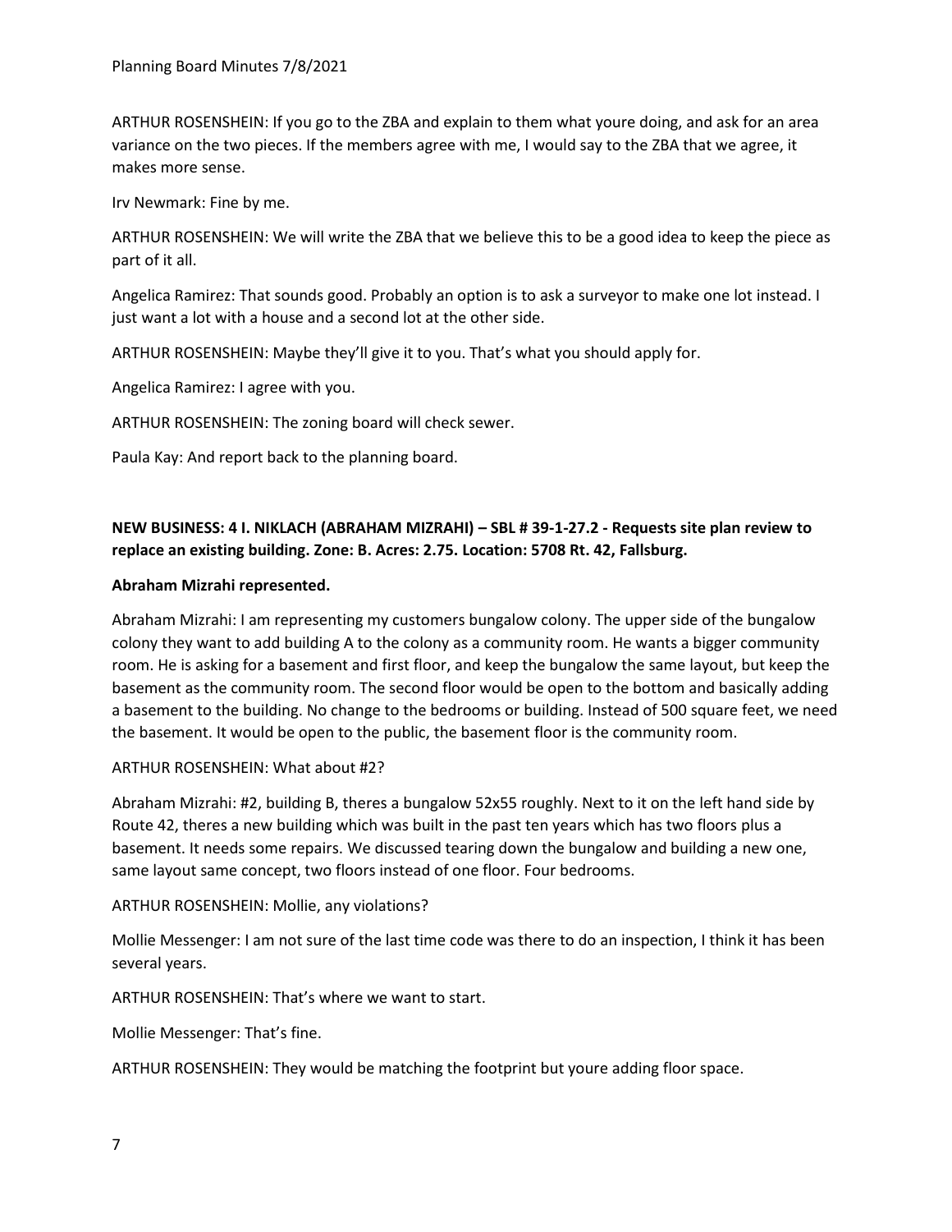ARTHUR ROSENSHEIN: If you go to the ZBA and explain to them what youre doing, and ask for an area variance on the two pieces. If the members agree with me, I would say to the ZBA that we agree, it makes more sense.

Irv Newmark: Fine by me.

ARTHUR ROSENSHEIN: We will write the ZBA that we believe this to be a good idea to keep the piece as part of it all.

Angelica Ramirez: That sounds good. Probably an option is to ask a surveyor to make one lot instead. I just want a lot with a house and a second lot at the other side.

ARTHUR ROSENSHEIN: Maybe they'll give it to you. That's what you should apply for.

Angelica Ramirez: I agree with you.

ARTHUR ROSENSHEIN: The zoning board will check sewer.

Paula Kay: And report back to the planning board.

**NEW BUSINESS: 4 I. NIKLACH (ABRAHAM MIZRAHI) – SBL # 39-1-27.2 - Requests site plan review to replace an existing building. Zone: B. Acres: 2.75. Location: 5708 Rt. 42, Fallsburg.**

**Abraham Mizrahi represented.**

Abraham Mizrahi: I am representing my customers bungalow colony. The upper side of the bungalow colony they want to add building A to the colony as a community room. He wants a bigger community room. He is asking for a basement and first floor, and keep the bungalow the same layout, but keep the basement as the community room. The second floor would be open to the bottom and basically adding a basement to the building. No change to the bedrooms or building. Instead of 500 square feet, we need the basement. It would be open to the public, the basement floor is the community room.

ARTHUR ROSENSHEIN: What about #2?

Abraham Mizrahi: #2, building B, theres a bungalow 52x55 roughly. Next to it on the left hand side by Route 42, theres a new building which was built in the past ten years which has two floors plus a basement. It needs some repairs. We discussed tearing down the bungalow and building a new one, same layout same concept, two floors instead of one floor. Four bedrooms.

ARTHUR ROSENSHEIN: Mollie, any violations?

Mollie Messenger: I am not sure of the last time code was there to do an inspection, I think it has been several years.

ARTHUR ROSENSHEIN: That's where we want to start.

Mollie Messenger: That's fine.

ARTHUR ROSENSHEIN: They would be matching the footprint but youre adding floor space.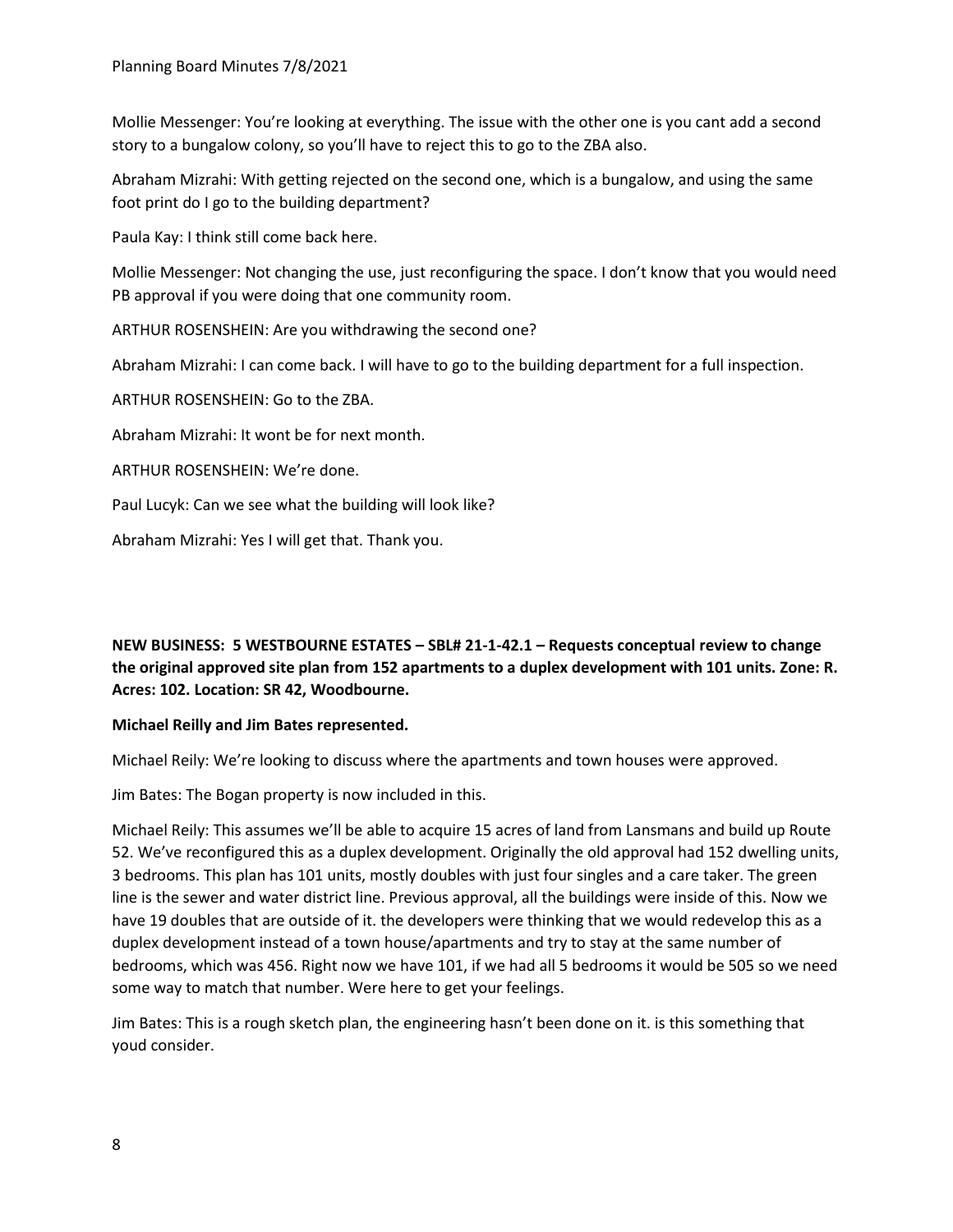Mollie Messenger: You're looking at everything. The issue with the other one is you cant add a second story to a bungalow colony, so you'll have to reject this to go to the ZBA also.

Abraham Mizrahi: With getting rejected on the second one, which is a bungalow, and using the same foot print do I go to the building department?

Paula Kay: I think still come back here.

Mollie Messenger: Not changing the use, just reconfiguring the space. I don't know that you would need PB approval if you were doing that one community room.

ARTHUR ROSENSHEIN: Are you withdrawing the second one?

Abraham Mizrahi: I can come back. I will have to go to the building department for a full inspection.

ARTHUR ROSENSHEIN: Go to the ZBA.

Abraham Mizrahi: It wont be for next month.

ARTHUR ROSENSHEIN: We're done.

Paul Lucyk: Can we see what the building will look like?

Abraham Mizrahi: Yes I will get that. Thank you.

**NEW BUSINESS: 5 WESTBOURNE ESTATES – SBL# 21-1-42.1 – Requests conceptual review to change the original approved site plan from 152 apartments to a duplex development with 101 units. Zone: R. Acres: 102. Location: SR 42, Woodbourne.**

**Michael Reilly and Jim Bates represented.**

Michael Reily: We're looking to discuss where the apartments and town houses were approved.

Jim Bates: The Bogan property is now included in this.

Michael Reily: This assumes we'll be able to acquire 15 acres of land from Lansmans and build up Route 52. We've reconfigured this as a duplex development. Originally the old approval had 152 dwelling units, 3 bedrooms. This plan has 101 units, mostly doubles with just four singles and a care taker. The green line is the sewer and water district line. Previous approval, all the buildings were inside of this. Now we have 19 doubles that are outside of it. the developers were thinking that we would redevelop this as a duplex development instead of a town house/apartments and try to stay at the same number of bedrooms, which was 456. Right now we have 101, if we had all 5 bedrooms it would be 505 so we need some way to match that number. Were here to get your feelings.

Jim Bates: This is a rough sketch plan, the engineering hasn't been done on it. is this something that youd consider.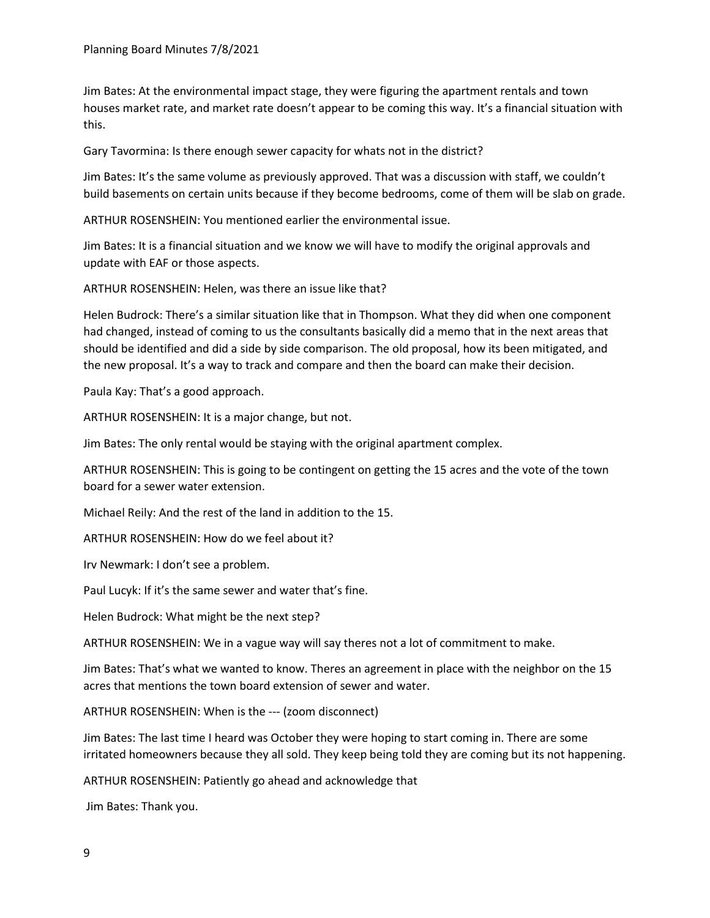Jim Bates: At the environmental impact stage, they were figuring the apartment rentals and town houses market rate, and market rate doesn't appear to be coming this way. It's a financial situation with this.

Gary Tavormina: Is there enough sewer capacity for whats not in the district?

Jim Bates: It's the same volume as previously approved. That was a discussion with staff, we couldn't build basements on certain units because if they become bedrooms, come of them will be slab on grade.

ARTHUR ROSENSHEIN: You mentioned earlier the environmental issue.

Jim Bates: It is a financial situation and we know we will have to modify the original approvals and update with EAF or those aspects.

ARTHUR ROSENSHEIN: Helen, was there an issue like that?

Helen Budrock: There's a similar situation like that in Thompson. What they did when one component had changed, instead of coming to us the consultants basically did a memo that in the next areas that should be identified and did a side by side comparison. The old proposal, how its been mitigated, and the new proposal. It's a way to track and compare and then the board can make their decision.

Paula Kay: That's a good approach.

ARTHUR ROSENSHEIN: It is a major change, but not.

Jim Bates: The only rental would be staying with the original apartment complex.

ARTHUR ROSENSHEIN: This is going to be contingent on getting the 15 acres and the vote of the town board for a sewer water extension.

Michael Reily: And the rest of the land in addition to the 15.

ARTHUR ROSENSHEIN: How do we feel about it?

Irv Newmark: I don't see a problem.

Paul Lucyk: If it's the same sewer and water that's fine.

Helen Budrock: What might be the next step?

ARTHUR ROSENSHEIN: We in a vague way will say theres not a lot of commitment to make.

Jim Bates: That's what we wanted to know. Theres an agreement in place with the neighbor on the 15 acres that mentions the town board extension of sewer and water.

ARTHUR ROSENSHEIN: When is the --- (zoom disconnect)

Jim Bates: The last time I heard was October they were hoping to start coming in. There are some irritated homeowners because they all sold. They keep being told they are coming but its not happening.

ARTHUR ROSENSHEIN: Patiently go ahead and acknowledge that

Jim Bates: Thank you.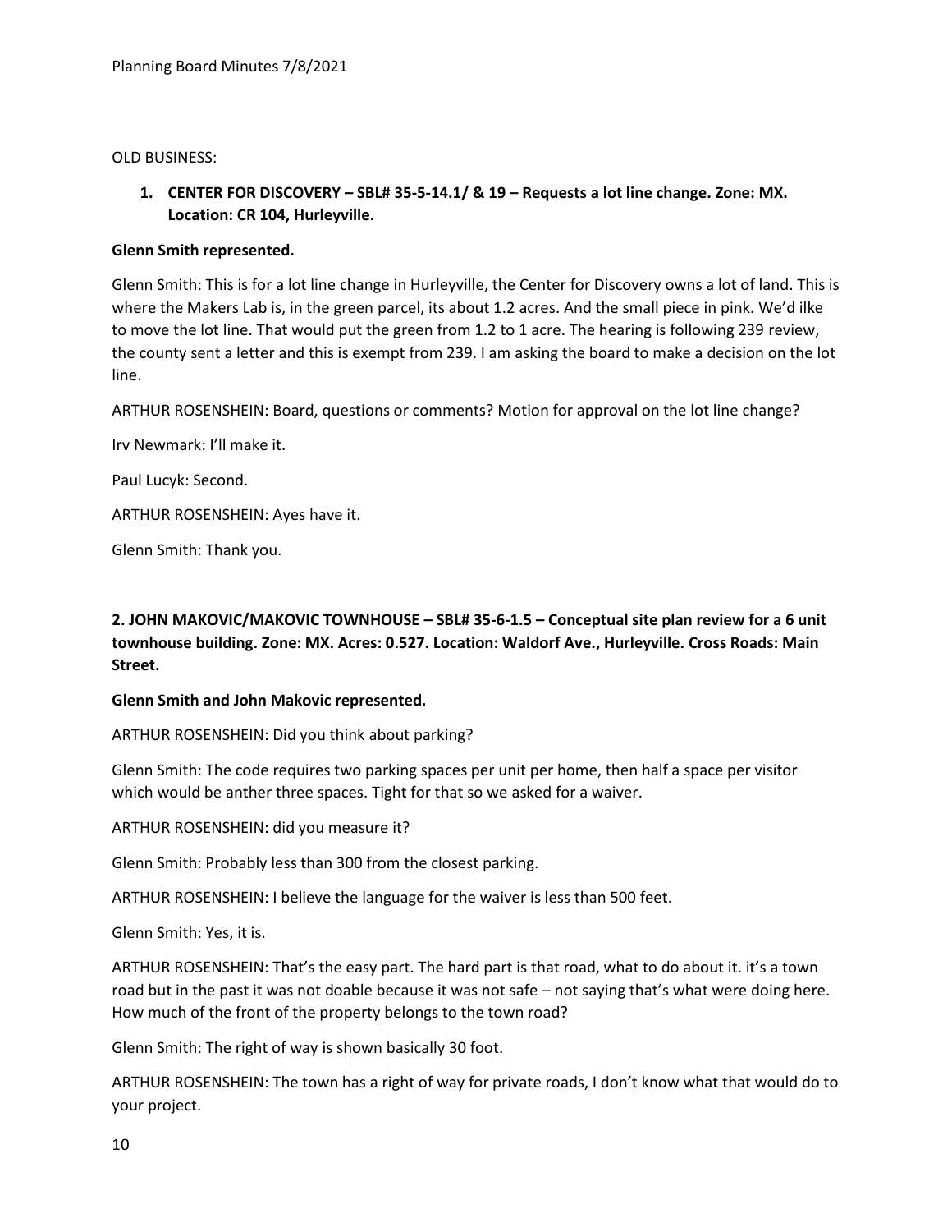OLD BUSINESS:

1. **CENTER FOR DISCOVERY – SBL# 35-5-14.1/ & 19 – Requests a lot line change. Zone: MX. Location: CR 104, Hurleyville.**

**Glenn Smith represented.**

Glenn Smith: This is for a lot line change in Hurleyville, the Center for Discovery owns a lot of land. This is where the Makers Lab is, in the green parcel, its about 1.2 acres. And the small piece in pink. We'd ilke to move the lot line. That would put the green from 1.2 to 1 acre. The hearing is following 239 review, the county sent a letter and this is exempt from 239. I am asking the board to make a decision on the lot line.

ARTHUR ROSENSHEIN: Board, questions or comments? Motion for approval on the lot line change?

Irv Newmark: I'll make it.

Paul Lucyk: Second.

ARTHUR ROSENSHEIN: Ayes have it.

Glenn Smith: Thank you.

**2. JOHN MAKOVIC/MAKOVIC TOWNHOUSE – SBL# 35-6-1.5 – Conceptual site plan review for a 6 unit townhouse building. Zone: MX. Acres: 0.527. Location: Waldorf Ave., Hurleyville. Cross Roads: Main Street.**

**Glenn Smith and John Makovic represented.**

ARTHUR ROSENSHEIN: Did you think about parking?

Glenn Smith: The code requires two parking spaces per unit per home, then half a space per visitor which would be anther three spaces. Tight for that so we asked for a waiver.

ARTHUR ROSENSHEIN: did you measure it?

Glenn Smith: Probably less than 300 from the closest parking.

ARTHUR ROSENSHEIN: I believe the language for the waiver is less than 500 feet.

Glenn Smith: Yes, it is.

ARTHUR ROSENSHEIN: That's the easy part. The hard part is that road, what to do about it. it's a town road but in the past it was not doable because it was not safe – not saying that's what were doing here. How much of the front of the property belongs to the town road?

Glenn Smith: The right of way is shown basically 30 foot.

ARTHUR ROSENSHEIN: The town has a right of way for private roads, I don't know what that would do to your project.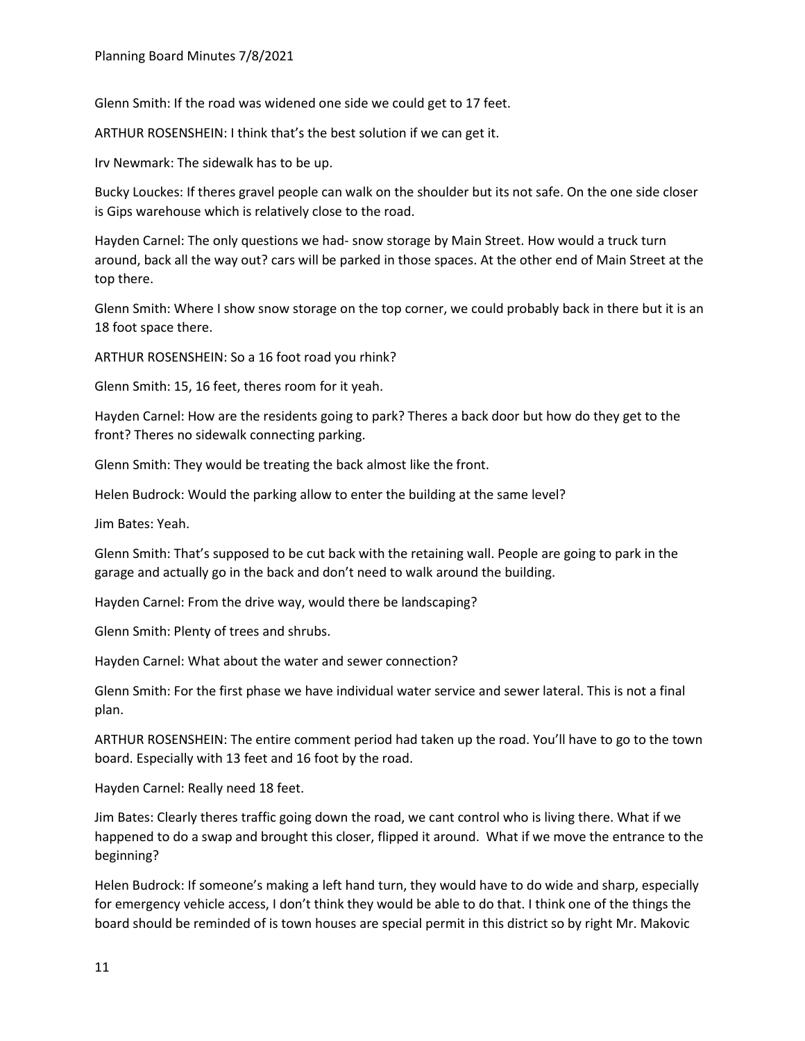Glenn Smith: If the road was widened one side we could get to 17 feet.

ARTHUR ROSENSHEIN: I think that's the best solution if we can get it.

Irv Newmark: The sidewalk has to be up.

Bucky Louckes: If theres gravel people can walk on the shoulder but its not safe. On the one side closer is Gips warehouse which is relatively close to the road.

Hayden Carnel: The only questions we had- snow storage by Main Street. How would a truck turn around, back all the way out? cars will be parked in those spaces. At the other end of Main Street at the top there.

Glenn Smith: Where I show snow storage on the top corner, we could probably back in there but it is an 18 foot space there.

ARTHUR ROSENSHEIN: So a 16 foot road you rhink?

Glenn Smith: 15, 16 feet, theres room for it yeah.

Hayden Carnel: How are the residents going to park? Theres a back door but how do they get to the front? Theres no sidewalk connecting parking.

Glenn Smith: They would be treating the back almost like the front.

Helen Budrock: Would the parking allow to enter the building at the same level?

Jim Bates: Yeah.

Glenn Smith: That's supposed to be cut back with the retaining wall. People are going to park in the garage and actually go in the back and don't need to walk around the building.

Hayden Carnel: From the drive way, would there be landscaping?

Glenn Smith: Plenty of trees and shrubs.

Hayden Carnel: What about the water and sewer connection?

Glenn Smith: For the first phase we have individual water service and sewer lateral. This is not a final plan.

ARTHUR ROSENSHEIN: The entire comment period had taken up the road. You'll have to go to the town board. Especially with 13 feet and 16 foot by the road.

Hayden Carnel: Really need 18 feet.

Jim Bates: Clearly theres traffic going down the road, we cant control who is living there. What if we happened to do a swap and brought this closer, flipped it around. What if we move the entrance to the beginning?

Helen Budrock: If someone's making a left hand turn, they would have to do wide and sharp, especially for emergency vehicle access, I don't think they would be able to do that. I think one of the things the board should be reminded of is town houses are special permit in this district so by right Mr. Makovic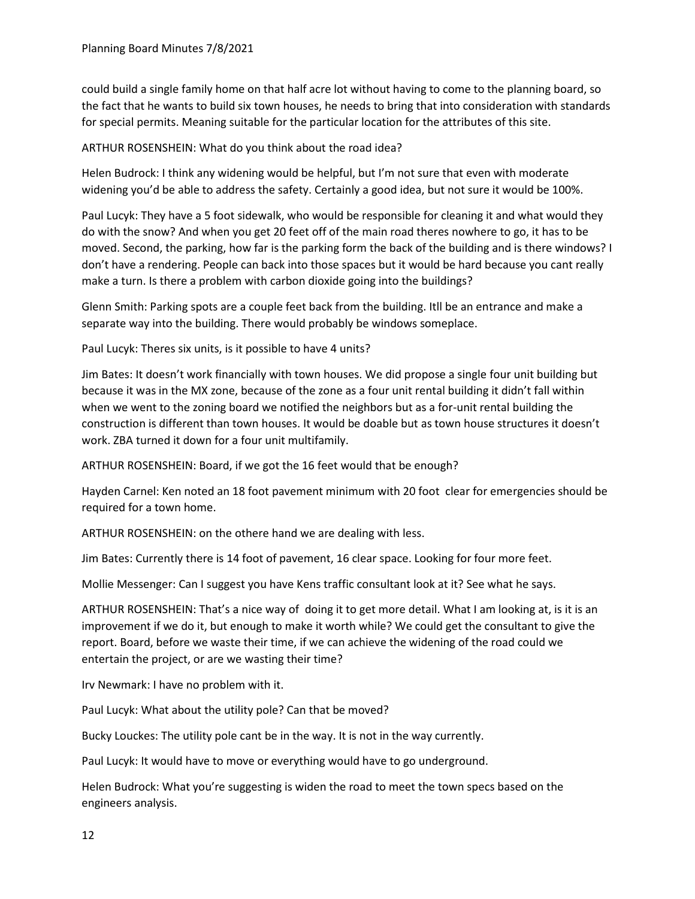could build a single family home on that half acre lot without having to come to the planning board, so the fact that he wants to build six town houses, he needs to bring that into consideration with standards for special permits. Meaning suitable for the particular location for the attributes of this site.

ARTHUR ROSENSHEIN: What do you think about the road idea?

Helen Budrock: I think any widening would be helpful, but I'm not sure that even with moderate widening you'd be able to address the safety. Certainly a good idea, but not sure it would be 100%.

Paul Lucyk: They have a 5 foot sidewalk, who would be responsible for cleaning it and what would they do with the snow? And when you get 20 feet off of the main road theres nowhere to go, it has to be moved. Second, the parking, how far is the parking form the back of the building and is there windows? I don't have a rendering. People can back into those spaces but it would be hard because you cant really make a turn. Is there a problem with carbon dioxide going into the buildings?

Glenn Smith: Parking spots are a couple feet back from the building. Itll be an entrance and make a separate way into the building. There would probably be windows someplace.

Paul Lucyk: Theres six units, is it possible to have 4 units?

Jim Bates: It doesn't work financially with town houses. We did propose a single four unit building but because it was in the MX zone, because of the zone as a four unit rental building it didn't fall within when we went to the zoning board we notified the neighbors but as a for-unit rental building the construction is different than town houses. It would be doable but as town house structures it doesn't work. ZBA turned it down for a four unit multifamily.

ARTHUR ROSENSHEIN: Board, if we got the 16 feet would that be enough?

Hayden Carnel: Ken noted an 18 foot pavement minimum with 20 foot clear for emergencies should be required for a town home.

ARTHUR ROSENSHEIN: on the othere hand we are dealing with less.

Jim Bates: Currently there is 14 foot of pavement, 16 clear space. Looking for four more feet.

Mollie Messenger: Can I suggest you have Kens traffic consultant look at it? See what he says.

ARTHUR ROSENSHEIN: That's a nice way of doing it to get more detail. What I am looking at, is it is an improvement if we do it, but enough to make it worth while? We could get the consultant to give the report. Board, before we waste their time, if we can achieve the widening of the road could we entertain the project, or are we wasting their time?

Irv Newmark: I have no problem with it.

Paul Lucyk: What about the utility pole? Can that be moved?

Bucky Louckes: The utility pole cant be in the way. It is not in the way currently.

Paul Lucyk: It would have to move or everything would have to go underground.

Helen Budrock: What you're suggesting is widen the road to meet the town specs based on the engineers analysis.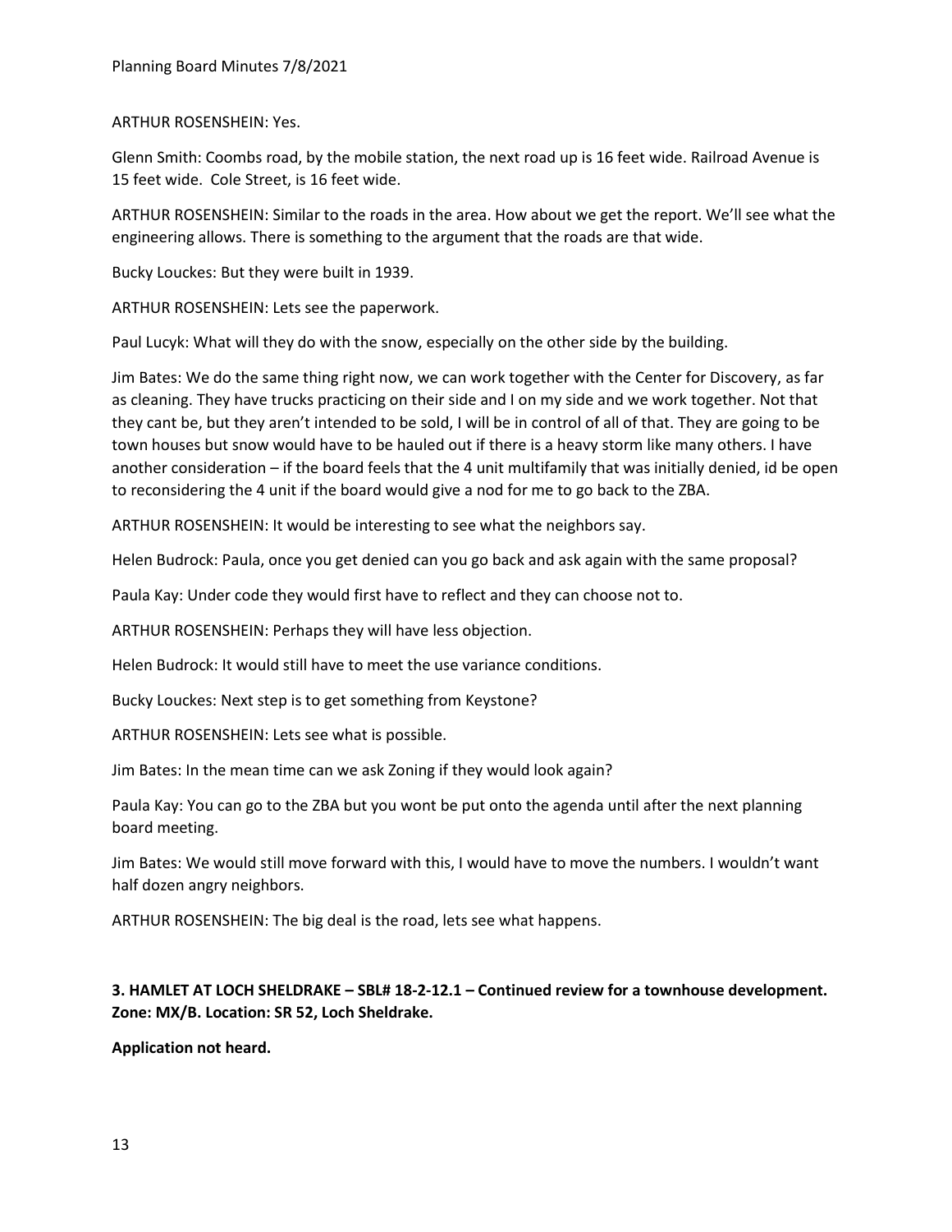ARTHUR ROSENSHEIN: Yes.

Glenn Smith: Coombs road, by the mobile station, the next road up is 16 feet wide. Railroad Avenue is 15 feet wide. Cole Street, is 16 feet wide.

ARTHUR ROSENSHEIN: Similar to the roads in the area. How about we get the report. We'll see what the engineering allows. There is something to the argument that the roads are that wide.

Bucky Louckes: But they were built in 1939.

ARTHUR ROSENSHEIN: Lets see the paperwork.

Paul Lucyk: What will they do with the snow, especially on the other side by the building.

Jim Bates: We do the same thing right now, we can work together with the Center for Discovery, as far as cleaning. They have trucks practicing on their side and I on my side and we work together. Not that they cant be, but they aren't intended to be sold, I will be in control of all of that. They are going to be town houses but snow would have to be hauled out if there is a heavy storm like many others. I have another consideration – if the board feels that the 4 unit multifamily that was initially denied, id be open to reconsidering the 4 unit if the board would give a nod for me to go back to the ZBA.

ARTHUR ROSENSHEIN: It would be interesting to see what the neighbors say.

Helen Budrock: Paula, once you get denied can you go back and ask again with the same proposal?

Paula Kay: Under code they would first have to reflect and they can choose not to.

ARTHUR ROSENSHEIN: Perhaps they will have less objection.

Helen Budrock: It would still have to meet the use variance conditions.

Bucky Louckes: Next step is to get something from Keystone?

ARTHUR ROSENSHEIN: Lets see what is possible.

Jim Bates: In the mean time can we ask Zoning if they would look again?

Paula Kay: You can go to the ZBA but you wont be put onto the agenda until after the next planning board meeting.

Jim Bates: We would still move forward with this, I would have to move the numbers. I wouldn't want half dozen angry neighbors.

ARTHUR ROSENSHEIN: The big deal is the road, lets see what happens.

**3. HAMLET AT LOCH SHELDRAKE – SBL# 18-2-12.1 – Continued review for a townhouse development. Zone: MX/B. Location: SR 52, Loch Sheldrake.**

**Application not heard.**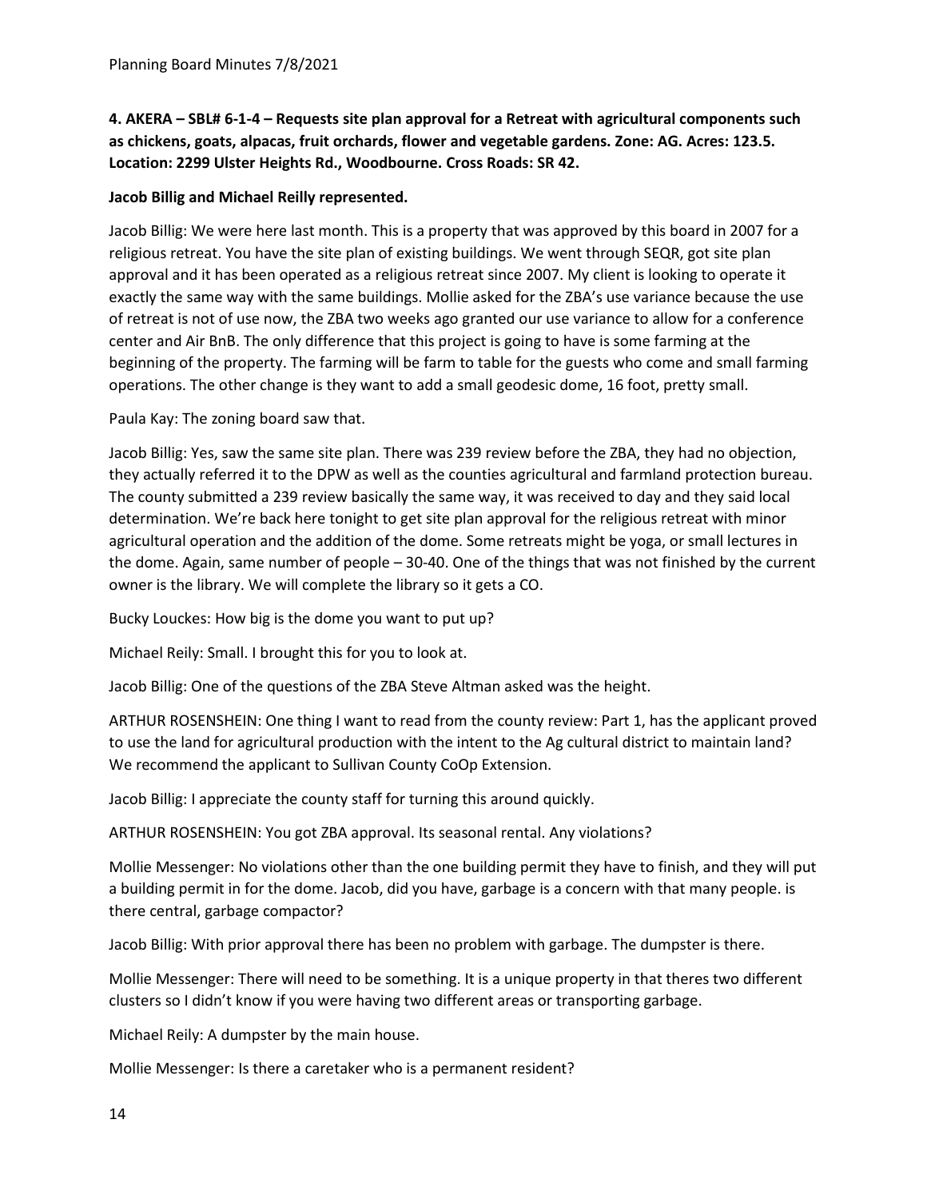**4. AKERA – SBL# 6-1-4 – Requests site plan approval for a Retreat with agricultural components such as chickens, goats, alpacas, fruit orchards, flower and vegetable gardens. Zone: AG. Acres: 123.5. Location: 2299 Ulster Heights Rd., Woodbourne. Cross Roads: SR 42.**

**Jacob Billig and Michael Reilly represented.**

Jacob Billig: We were here last month. This is a property that was approved by this board in 2007 for a religious retreat. You have the site plan of existing buildings. We went through SEQR, got site plan approval and it has been operated as a religious retreat since 2007. My client is looking to operate it exactly the same way with the same buildings. Mollie asked for the ZBA's use variance because the use of retreat is not of use now, the ZBA two weeks ago granted our use variance to allow for a conference center and Air BnB. The only difference that this project is going to have is some farming at the beginning of the property. The farming will be farm to table for the guests who come and small farming operations. The other change is they want to add a small geodesic dome, 16 foot, pretty small.

Paula Kay: The zoning board saw that.

Jacob Billig: Yes, saw the same site plan. There was 239 review before the ZBA, they had no objection, they actually referred it to the DPW as well as the counties agricultural and farmland protection bureau. The county submitted a 239 review basically the same way, it was received to day and they said local determination. We're back here tonight to get site plan approval for the religious retreat with minor agricultural operation and the addition of the dome. Some retreats might be yoga, or small lectures in the dome. Again, same number of people – 30-40. One of the things that was not finished by the current owner is the library. We will complete the library so it gets a CO.

Bucky Louckes: How big is the dome you want to put up?

Michael Reily: Small. I brought this for you to look at.

Jacob Billig: One of the questions of the ZBA Steve Altman asked was the height.

ARTHUR ROSENSHEIN: One thing I want to read from the county review: Part 1, has the applicant proved to use the land for agricultural production with the intent to the Ag cultural district to maintain land? We recommend the applicant to Sullivan County CoOp Extension.

Jacob Billig: I appreciate the county staff for turning this around quickly.

ARTHUR ROSENSHEIN: You got ZBA approval. Its seasonal rental. Any violations?

Mollie Messenger: No violations other than the one building permit they have to finish, and they will put a building permit in for the dome. Jacob, did you have, garbage is a concern with that many people. is there central, garbage compactor?

Jacob Billig: With prior approval there has been no problem with garbage. The dumpster is there.

Mollie Messenger: There will need to be something. It is a unique property in that theres two different clusters so I didn't know if you were having two different areas or transporting garbage.

Michael Reily: A dumpster by the main house.

Mollie Messenger: Is there a caretaker who is a permanent resident?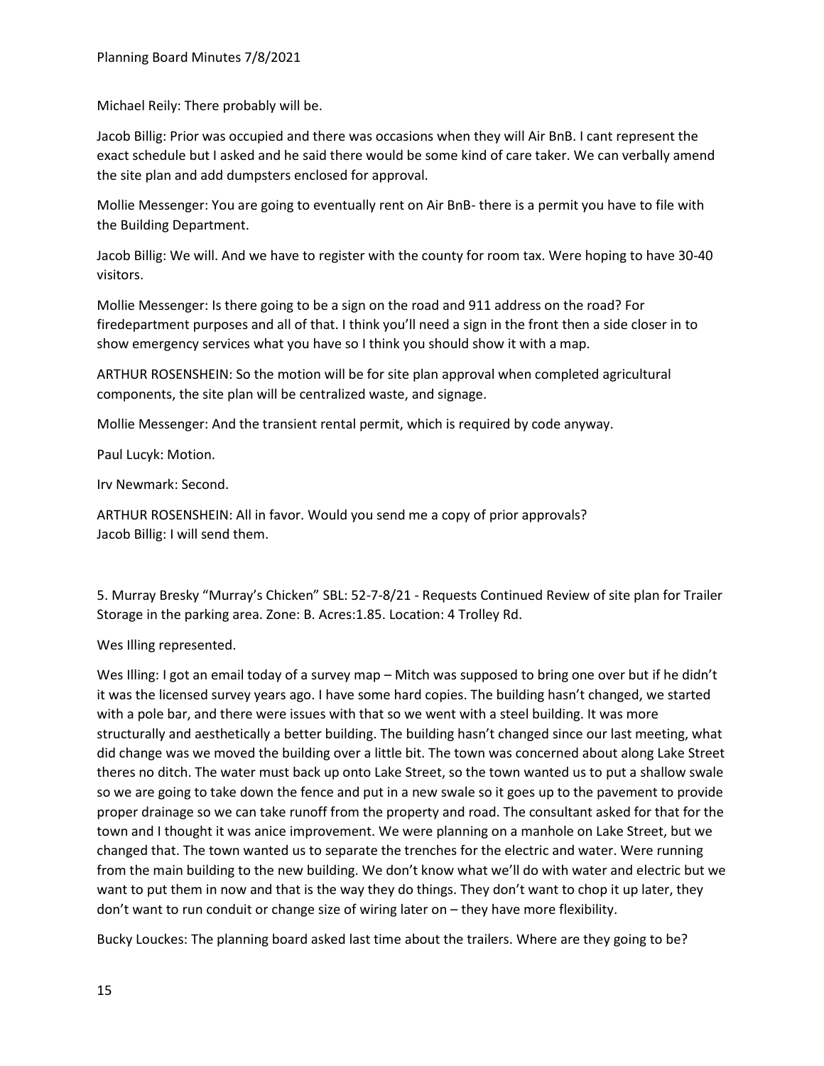Michael Reily: There probably will be.

Jacob Billig: Prior was occupied and there was occasions when they will Air BnB. I cant represent the exact schedule but I asked and he said there would be some kind of care taker. We can verbally amend the site plan and add dumpsters enclosed for approval.

Mollie Messenger: You are going to eventually rent on Air BnB- there is a permit you have to file with the Building Department.

Jacob Billig: We will. And we have to register with the county for room tax. Were hoping to have 30-40 visitors.

Mollie Messenger: Is there going to be a sign on the road and 911 address on the road? For firedepartment purposes and all of that. I think you'll need a sign in the front then a side closer in to show emergency services what you have so I think you should show it with a map.

ARTHUR ROSENSHEIN: So the motion will be for site plan approval when completed agricultural components, the site plan will be centralized waste, and signage.

Mollie Messenger: And the transient rental permit, which is required by code anyway.

Paul Lucyk: Motion.

Irv Newmark: Second.

ARTHUR ROSENSHEIN: All in favor. Would you send me a copy of prior approvals?
Jacob Billig: I will send them.

5. Murray Bresky "Murray's Chicken" SBL: 52-7-8/21 - Requests Continued Review of site plan for Trailer Storage in the parking area. Zone: B. Acres:1.85. Location: 4 Trolley Rd.

Wes Illing represented.

Wes Illing: I got an email today of a survey map – Mitch was supposed to bring one over but if he didn't it was the licensed survey years ago. I have some hard copies. The building hasn't changed, we started with a pole bar, and there were issues with that so we went with a steel building. It was more structurally and aesthetically a better building. The building hasn't changed since our last meeting, what did change was we moved the building over a little bit. The town was concerned about along Lake Street theres no ditch. The water must back up onto Lake Street, so the town wanted us to put a shallow swale so we are going to take down the fence and put in a new swale so it goes up to the pavement to provide proper drainage so we can take runoff from the property and road. The consultant asked for that for the town and I thought it was anice improvement. We were planning on a manhole on Lake Street, but we changed that. The town wanted us to separate the trenches for the electric and water. Were running from the main building to the new building. We don't know what we'll do with water and electric but we want to put them in now and that is the way they do things. They don't want to chop it up later, they don't want to run conduit or change size of wiring later on – they have more flexibility.

Bucky Louckes: The planning board asked last time about the trailers. Where are they going to be?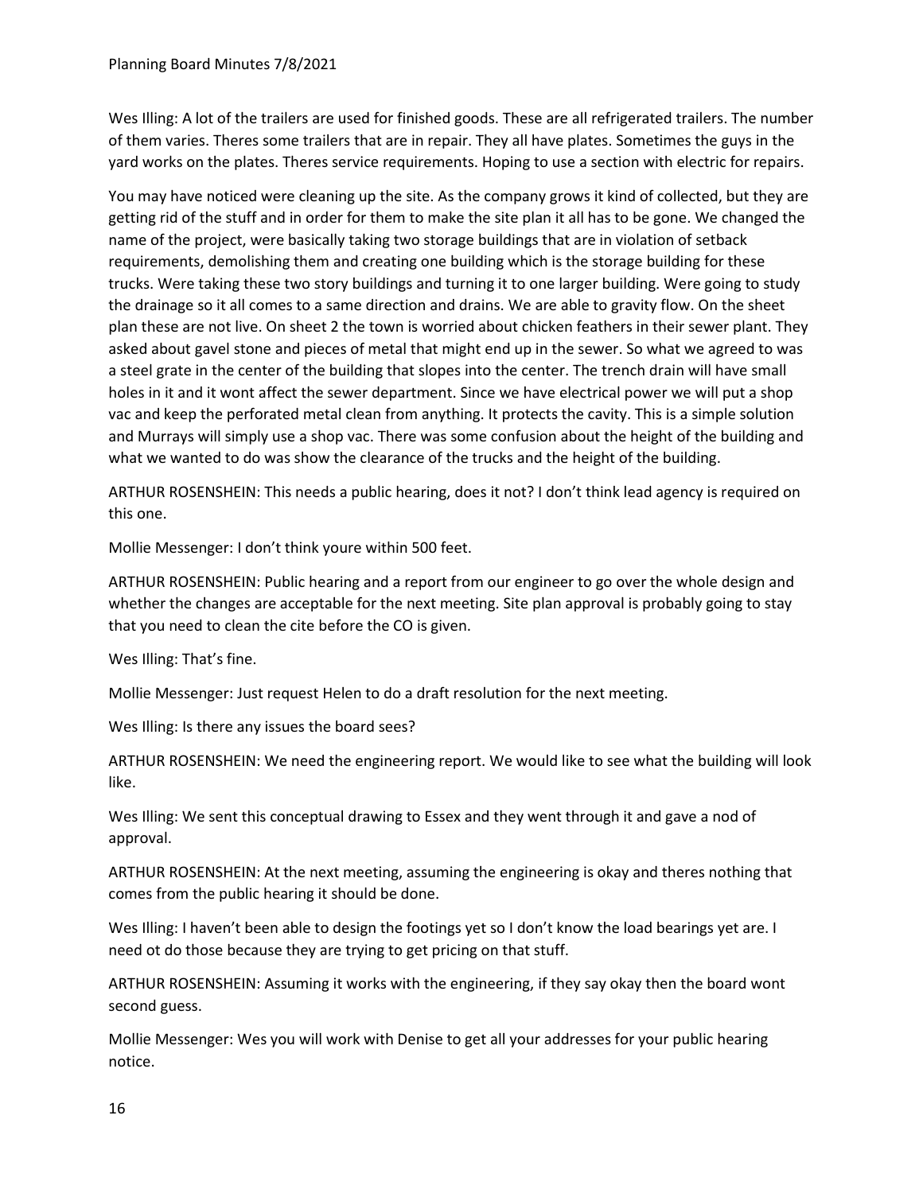Wes Illing: A lot of the trailers are used for finished goods. These are all refrigerated trailers. The number of them varies. Theres some trailers that are in repair. They all have plates. Sometimes the guys in the yard works on the plates. Theres service requirements. Hoping to use a section with electric for repairs.

You may have noticed were cleaning up the site. As the company grows it kind of collected, but they are getting rid of the stuff and in order for them to make the site plan it all has to be gone. We changed the name of the project, were basically taking two storage buildings that are in violation of setback requirements, demolishing them and creating one building which is the storage building for these trucks. Were taking these two story buildings and turning it to one larger building. Were going to study the drainage so it all comes to a same direction and drains. We are able to gravity flow. On the sheet plan these are not live. On sheet 2 the town is worried about chicken feathers in their sewer plant. They asked about gavel stone and pieces of metal that might end up in the sewer. So what we agreed to was a steel grate in the center of the building that slopes into the center. The trench drain will have small holes in it and it wont affect the sewer department. Since we have electrical power we will put a shop vac and keep the perforated metal clean from anything. It protects the cavity. This is a simple solution and Murrays will simply use a shop vac. There was some confusion about the height of the building and what we wanted to do was show the clearance of the trucks and the height of the building.

ARTHUR ROSENSHEIN: This needs a public hearing, does it not? I don't think lead agency is required on this one.

Mollie Messenger: I don't think youre within 500 feet.

ARTHUR ROSENSHEIN: Public hearing and a report from our engineer to go over the whole design and whether the changes are acceptable for the next meeting. Site plan approval is probably going to stay that you need to clean the cite before the CO is given.

Wes Illing: That's fine.

Mollie Messenger: Just request Helen to do a draft resolution for the next meeting.

Wes Illing: Is there any issues the board sees?

ARTHUR ROSENSHEIN: We need the engineering report. We would like to see what the building will look like.

Wes Illing: We sent this conceptual drawing to Essex and they went through it and gave a nod of approval.

ARTHUR ROSENSHEIN: At the next meeting, assuming the engineering is okay and theres nothing that comes from the public hearing it should be done.

Wes Illing: I haven't been able to design the footings yet so I don't know the load bearings yet are. I need ot do those because they are trying to get pricing on that stuff.

ARTHUR ROSENSHEIN: Assuming it works with the engineering, if they say okay then the board wont second guess.

Mollie Messenger: Wes you will work with Denise to get all your addresses for your public hearing notice.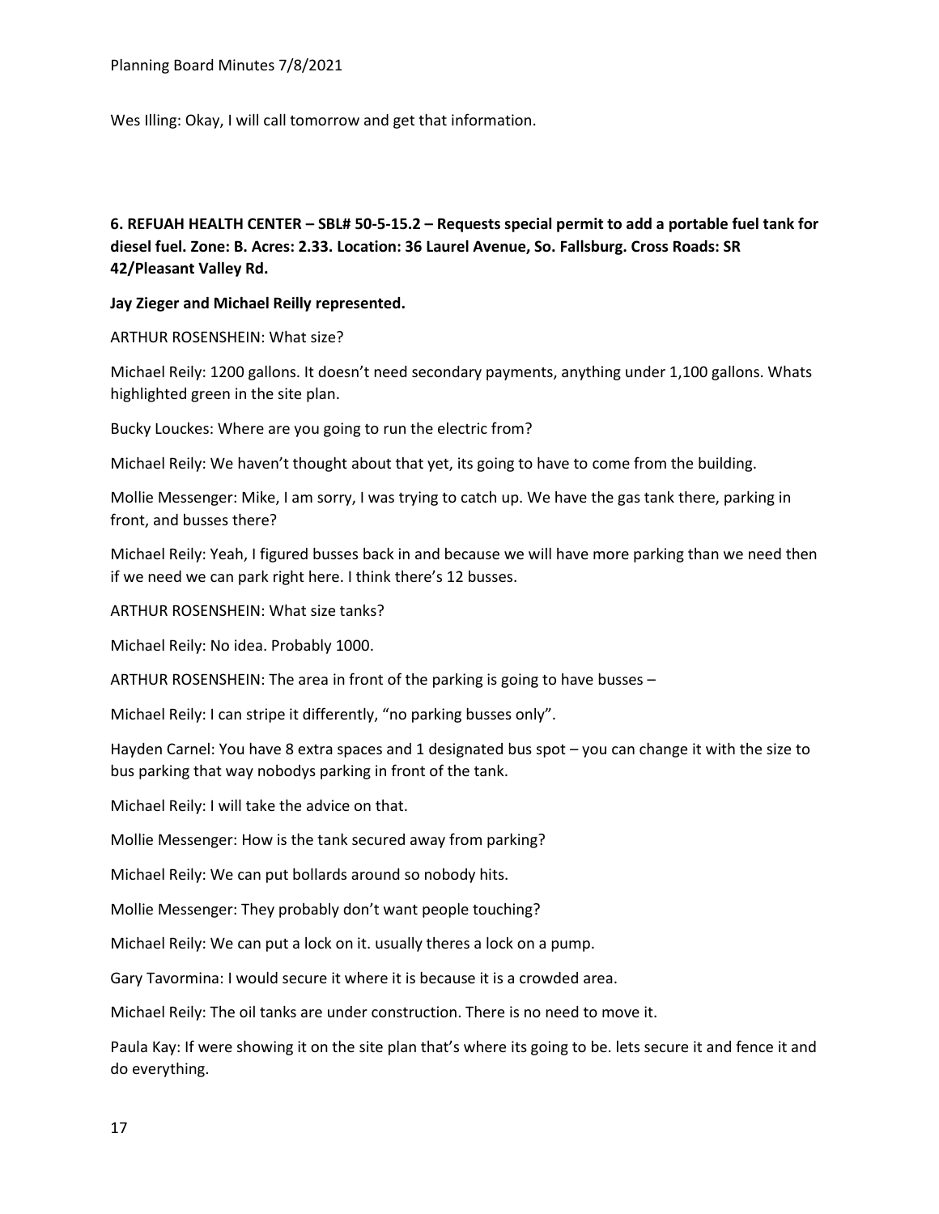Wes Illing: Okay, I will call tomorrow and get that information.

**6. REFUAH HEALTH CENTER – SBL# 50-5-15.2 – Requests special permit to add a portable fuel tank for diesel fuel. Zone: B. Acres: 2.33. Location: 36 Laurel Avenue, So. Fallsburg. Cross Roads: SR 42/Pleasant Valley Rd.**

**Jay Zieger and Michael Reilly represented.**

ARTHUR ROSENSHEIN: What size?

Michael Reily: 1200 gallons. It doesn't need secondary payments, anything under 1,100 gallons. Whats highlighted green in the site plan.

Bucky Louckes: Where are you going to run the electric from?

Michael Reily: We haven't thought about that yet, its going to have to come from the building.

Mollie Messenger: Mike, I am sorry, I was trying to catch up. We have the gas tank there, parking in front, and busses there?

Michael Reily: Yeah, I figured busses back in and because we will have more parking than we need then if we need we can park right here. I think there's 12 busses.

ARTHUR ROSENSHEIN: What size tanks?

Michael Reily: No idea. Probably 1000.

ARTHUR ROSENSHEIN: The area in front of the parking is going to have busses –

Michael Reily: I can stripe it differently, "no parking busses only".

Hayden Carnel: You have 8 extra spaces and 1 designated bus spot – you can change it with the size to bus parking that way nobodys parking in front of the tank.

Michael Reily: I will take the advice on that.

Mollie Messenger: How is the tank secured away from parking?

Michael Reily: We can put bollards around so nobody hits.

Mollie Messenger: They probably don't want people touching?

Michael Reily: We can put a lock on it. usually theres a lock on a pump.

Gary Tavormina: I would secure it where it is because it is a crowded area.

Michael Reily: The oil tanks are under construction. There is no need to move it.

Paula Kay: If were showing it on the site plan that's where its going to be. lets secure it and fence it and do everything.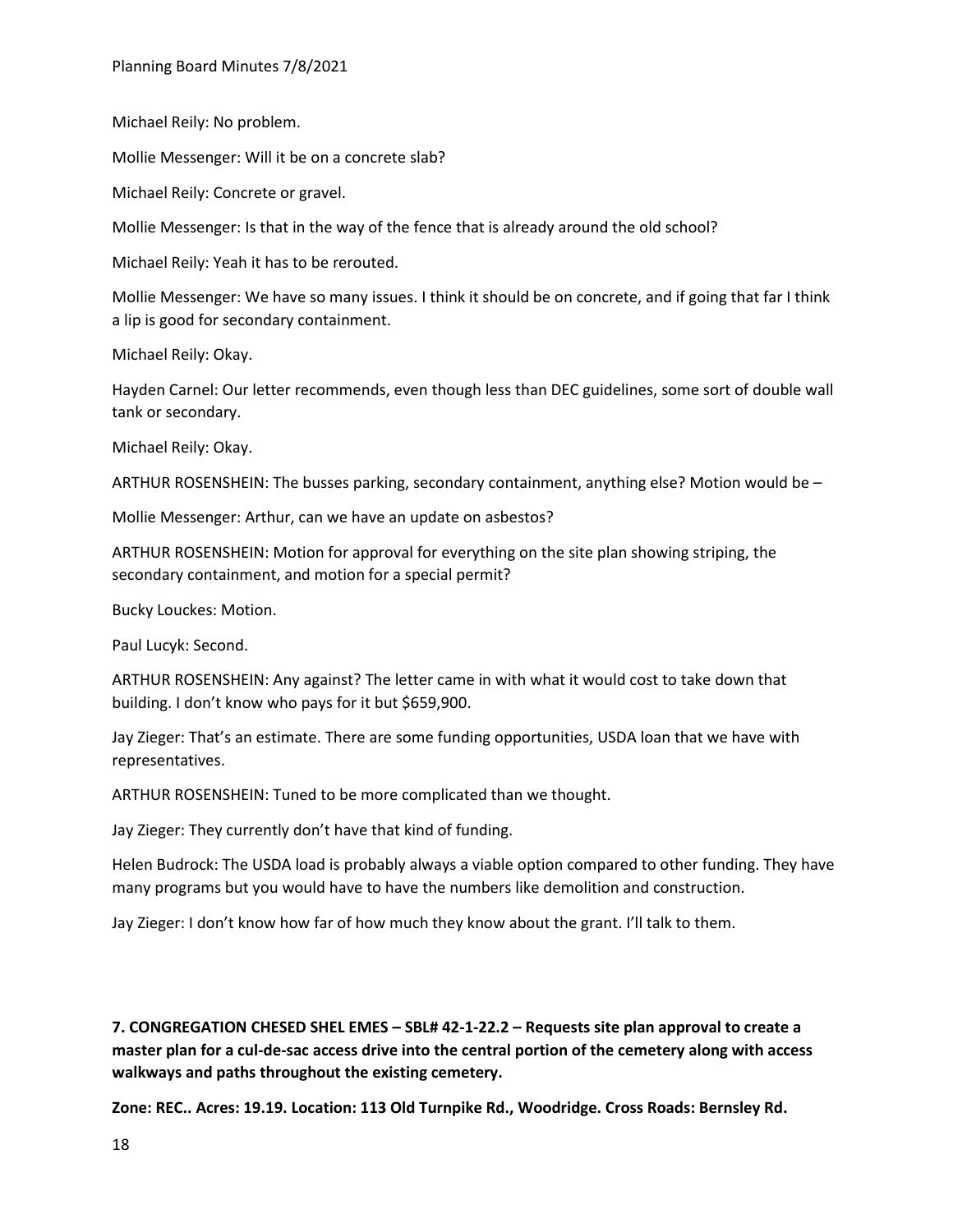Michael Reily: No problem.

Mollie Messenger: Will it be on a concrete slab?

Michael Reily: Concrete or gravel.

Mollie Messenger: Is that in the way of the fence that is already around the old school?

Michael Reily: Yeah it has to be rerouted.

Mollie Messenger: We have so many issues. I think it should be on concrete, and if going that far I think a lip is good for secondary containment.

Michael Reily: Okay.

Hayden Carnel: Our letter recommends, even though less than DEC guidelines, some sort of double wall tank or secondary.

Michael Reily: Okay.

ARTHUR ROSENSHEIN: The busses parking, secondary containment, anything else? Motion would be –

Mollie Messenger: Arthur, can we have an update on asbestos?

ARTHUR ROSENSHEIN: Motion for approval for everything on the site plan showing striping, the secondary containment, and motion for a special permit?

Bucky Louckes: Motion.

Paul Lucyk: Second.

ARTHUR ROSENSHEIN: Any against? The letter came in with what it would cost to take down that building. I don't know who pays for it but $659,900.

Jay Zieger: That's an estimate. There are some funding opportunities, USDA loan that we have with representatives.

ARTHUR ROSENSHEIN: Tuned to be more complicated than we thought.

Jay Zieger: They currently don't have that kind of funding.

Helen Budrock: The USDA load is probably always a viable option compared to other funding. They have many programs but you would have to have the numbers like demolition and construction.

Jay Zieger: I don't know how far of how much they know about the grant. I'll talk to them.

**7. CONGREGATION CHESED SHEL EMES – SBL# 42-1-22.2 – Requests site plan approval to create a master plan for a cul-de-sac access drive into the central portion of the cemetery along with access walkways and paths throughout the existing cemetery.**

**Zone: REC.. Acres: 19.19. Location: 113 Old Turnpike Rd., Woodridge. Cross Roads: Bernsley Rd.**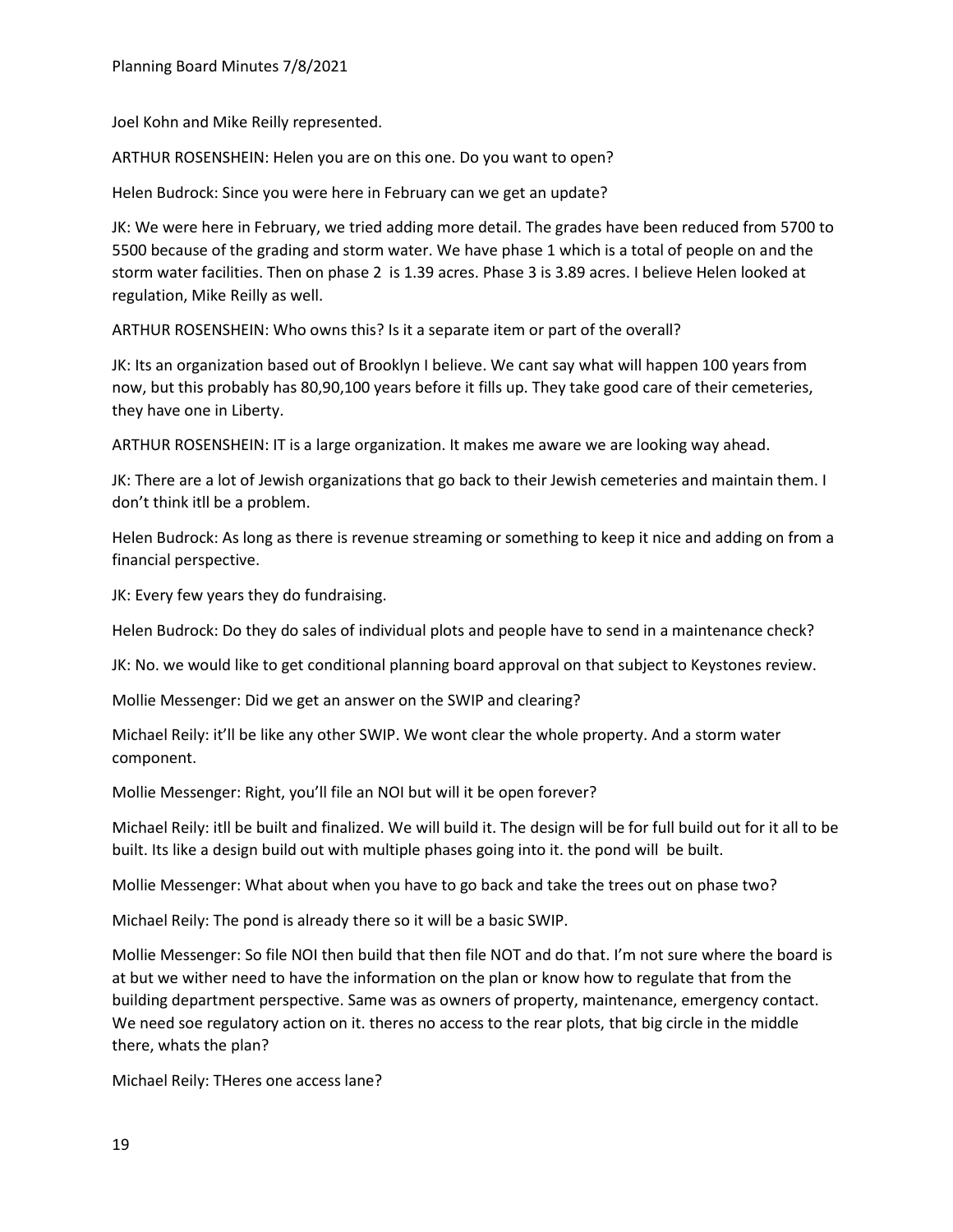Joel Kohn and Mike Reilly represented.

ARTHUR ROSENSHEIN: Helen you are on this one. Do you want to open?

Helen Budrock: Since you were here in February can we get an update?

JK: We were here in February, we tried adding more detail. The grades have been reduced from 5700 to 5500 because of the grading and storm water. We have phase 1 which is a total of people on and the storm water facilities. Then on phase 2 is 1.39 acres. Phase 3 is 3.89 acres. I believe Helen looked at regulation, Mike Reilly as well.

ARTHUR ROSENSHEIN: Who owns this? Is it a separate item or part of the overall?

JK: Its an organization based out of Brooklyn I believe. We cant say what will happen 100 years from now, but this probably has 80,90,100 years before it fills up. They take good care of their cemeteries, they have one in Liberty.

ARTHUR ROSENSHEIN: IT is a large organization. It makes me aware we are looking way ahead.

JK: There are a lot of Jewish organizations that go back to their Jewish cemeteries and maintain them. I don't think itll be a problem.

Helen Budrock: As long as there is revenue streaming or something to keep it nice and adding on from a financial perspective.

JK: Every few years they do fundraising.

Helen Budrock: Do they do sales of individual plots and people have to send in a maintenance check?

JK: No. we would like to get conditional planning board approval on that subject to Keystones review.

Mollie Messenger: Did we get an answer on the SWIP and clearing?

Michael Reily: it'll be like any other SWIP. We wont clear the whole property. And a storm water component.

Mollie Messenger: Right, you'll file an NOI but will it be open forever?

Michael Reily: itll be built and finalized. We will build it. The design will be for full build out for it all to be built. Its like a design build out with multiple phases going into it. the pond will be built.

Mollie Messenger: What about when you have to go back and take the trees out on phase two?

Michael Reily: The pond is already there so it will be a basic SWIP.

Mollie Messenger: So file NOI then build that then file NOT and do that. I'm not sure where the board is at but we wither need to have the information on the plan or know how to regulate that from the building department perspective. Same was as owners of property, maintenance, emergency contact. We need soe regulatory action on it. theres no access to the rear plots, that big circle in the middle there, whats the plan?

Michael Reily: THeres one access lane?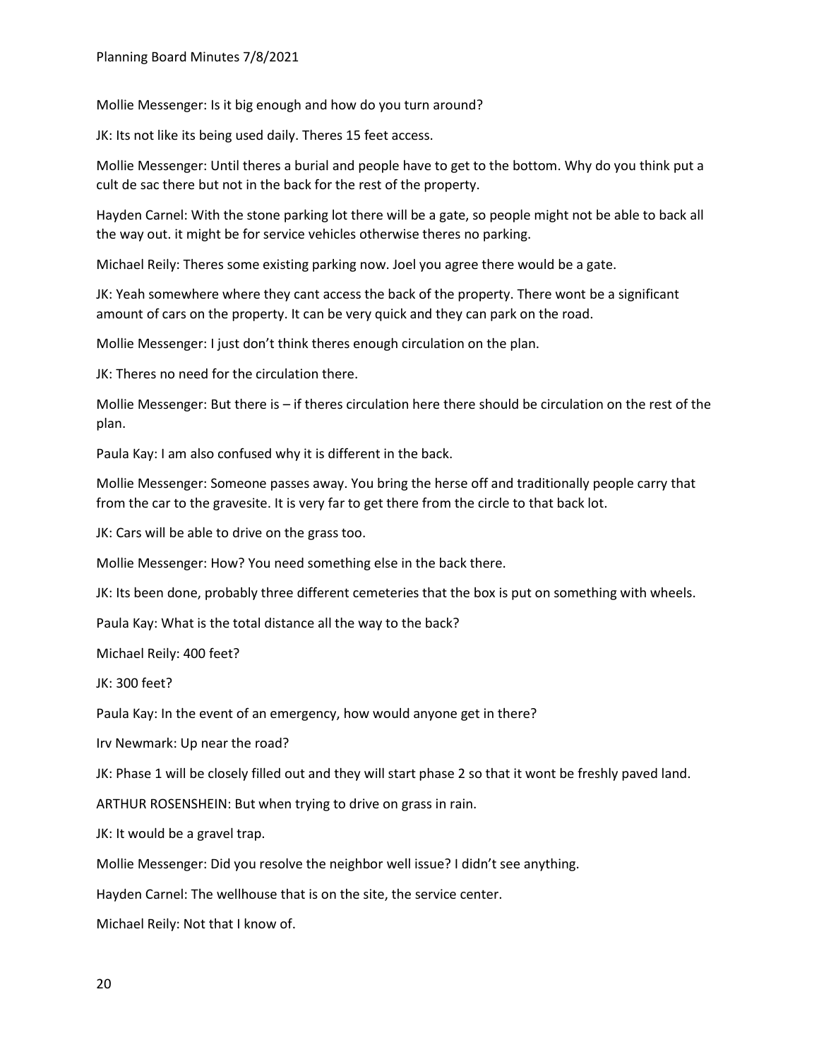Mollie Messenger: Is it big enough and how do you turn around?

JK: Its not like its being used daily. Theres 15 feet access.

Mollie Messenger: Until theres a burial and people have to get to the bottom. Why do you think put a cult de sac there but not in the back for the rest of the property.

Hayden Carnel: With the stone parking lot there will be a gate, so people might not be able to back all the way out. it might be for service vehicles otherwise theres no parking.

Michael Reily: Theres some existing parking now. Joel you agree there would be a gate.

JK: Yeah somewhere where they cant access the back of the property. There wont be a significant amount of cars on the property. It can be very quick and they can park on the road.

Mollie Messenger: I just don't think theres enough circulation on the plan.

JK: Theres no need for the circulation there.

Mollie Messenger: But there is – if theres circulation here there should be circulation on the rest of the plan.

Paula Kay: I am also confused why it is different in the back.

Mollie Messenger: Someone passes away. You bring the herse off and traditionally people carry that from the car to the gravesite. It is very far to get there from the circle to that back lot.

JK: Cars will be able to drive on the grass too.

Mollie Messenger: How? You need something else in the back there.

JK: Its been done, probably three different cemeteries that the box is put on something with wheels.

Paula Kay: What is the total distance all the way to the back?

Michael Reily: 400 feet?

JK: 300 feet?

Paula Kay: In the event of an emergency, how would anyone get in there?

Irv Newmark: Up near the road?

JK: Phase 1 will be closely filled out and they will start phase 2 so that it wont be freshly paved land.

ARTHUR ROSENSHEIN: But when trying to drive on grass in rain.

JK: It would be a gravel trap.

Mollie Messenger: Did you resolve the neighbor well issue? I didn't see anything.

Hayden Carnel: The wellhouse that is on the site, the service center.

Michael Reily: Not that I know of.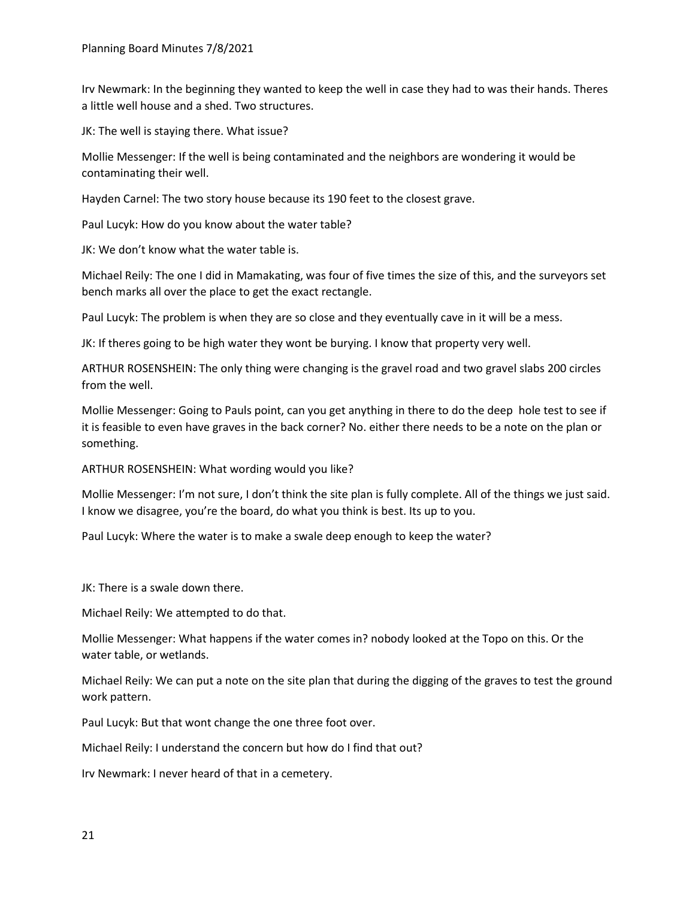Irv Newmark: In the beginning they wanted to keep the well in case they had to was their hands. Theres a little well house and a shed. Two structures.

JK: The well is staying there. What issue?

Mollie Messenger: If the well is being contaminated and the neighbors are wondering it would be contaminating their well.

Hayden Carnel: The two story house because its 190 feet to the closest grave.

Paul Lucyk: How do you know about the water table?

JK: We don't know what the water table is.

Michael Reily: The one I did in Mamakating, was four of five times the size of this, and the surveyors set bench marks all over the place to get the exact rectangle.

Paul Lucyk: The problem is when they are so close and they eventually cave in it will be a mess.

JK: If theres going to be high water they wont be burying. I know that property very well.

ARTHUR ROSENSHEIN: The only thing were changing is the gravel road and two gravel slabs 200 circles from the well.

Mollie Messenger: Going to Pauls point, can you get anything in there to do the deep hole test to see if it is feasible to even have graves in the back corner? No. either there needs to be a note on the plan or something.

ARTHUR ROSENSHEIN: What wording would you like?

Mollie Messenger: I'm not sure, I don't think the site plan is fully complete. All of the things we just said. I know we disagree, you're the board, do what you think is best. Its up to you.

Paul Lucyk: Where the water is to make a swale deep enough to keep the water?

JK: There is a swale down there.

Michael Reily: We attempted to do that.

Mollie Messenger: What happens if the water comes in? nobody looked at the Topo on this. Or the water table, or wetlands.

Michael Reily: We can put a note on the site plan that during the digging of the graves to test the ground work pattern.

Paul Lucyk: But that wont change the one three foot over.

Michael Reily: I understand the concern but how do I find that out?

Irv Newmark: I never heard of that in a cemetery.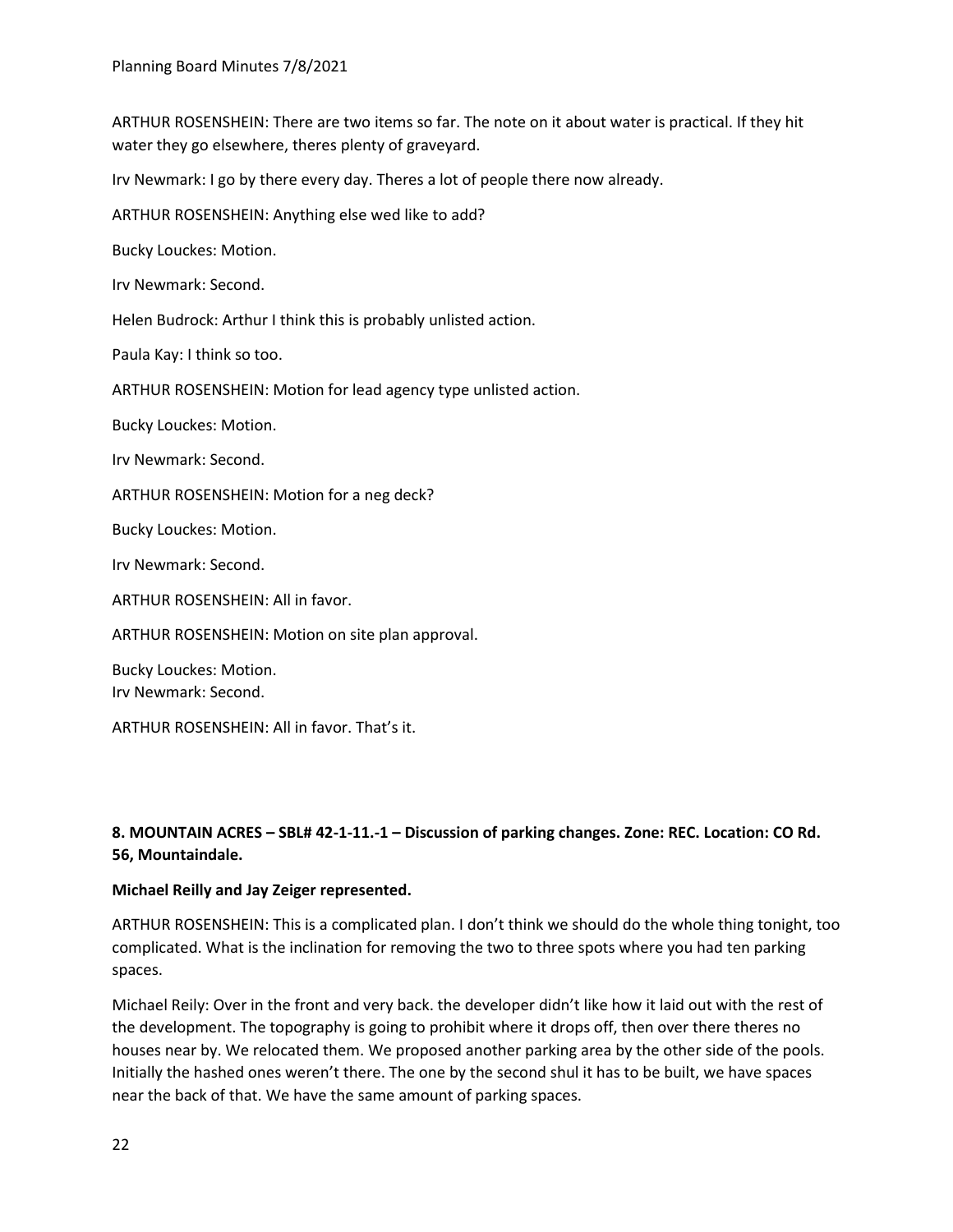ARTHUR ROSENSHEIN: There are two items so far. The note on it about water is practical. If they hit water they go elsewhere, theres plenty of graveyard.

Irv Newmark: I go by there every day. Theres a lot of people there now already.

ARTHUR ROSENSHEIN: Anything else wed like to add?

Bucky Louckes: Motion.

Irv Newmark: Second.

Helen Budrock: Arthur I think this is probably unlisted action.

Paula Kay: I think so too.

ARTHUR ROSENSHEIN: Motion for lead agency type unlisted action.

Bucky Louckes: Motion.

Irv Newmark: Second.

ARTHUR ROSENSHEIN: Motion for a neg deck?

Bucky Louckes: Motion.

Irv Newmark: Second.

ARTHUR ROSENSHEIN: All in favor.

ARTHUR ROSENSHEIN: Motion on site plan approval.

Bucky Louckes: Motion.
Irv Newmark: Second.

ARTHUR ROSENSHEIN: All in favor. That's it.

**8. MOUNTAIN ACRES – SBL# 42-1-11.-1 – Discussion of parking changes. Zone: REC. Location: CO Rd. 56, Mountaindale.**

**Michael Reilly and Jay Zeiger represented.**

ARTHUR ROSENSHEIN: This is a complicated plan. I don't think we should do the whole thing tonight, too complicated. What is the inclination for removing the two to three spots where you had ten parking spaces.

Michael Reily: Over in the front and very back. the developer didn't like how it laid out with the rest of the development. The topography is going to prohibit where it drops off, then over there theres no houses near by. We relocated them. We proposed another parking area by the other side of the pools. Initially the hashed ones weren't there. The one by the second shul it has to be built, we have spaces near the back of that. We have the same amount of parking spaces.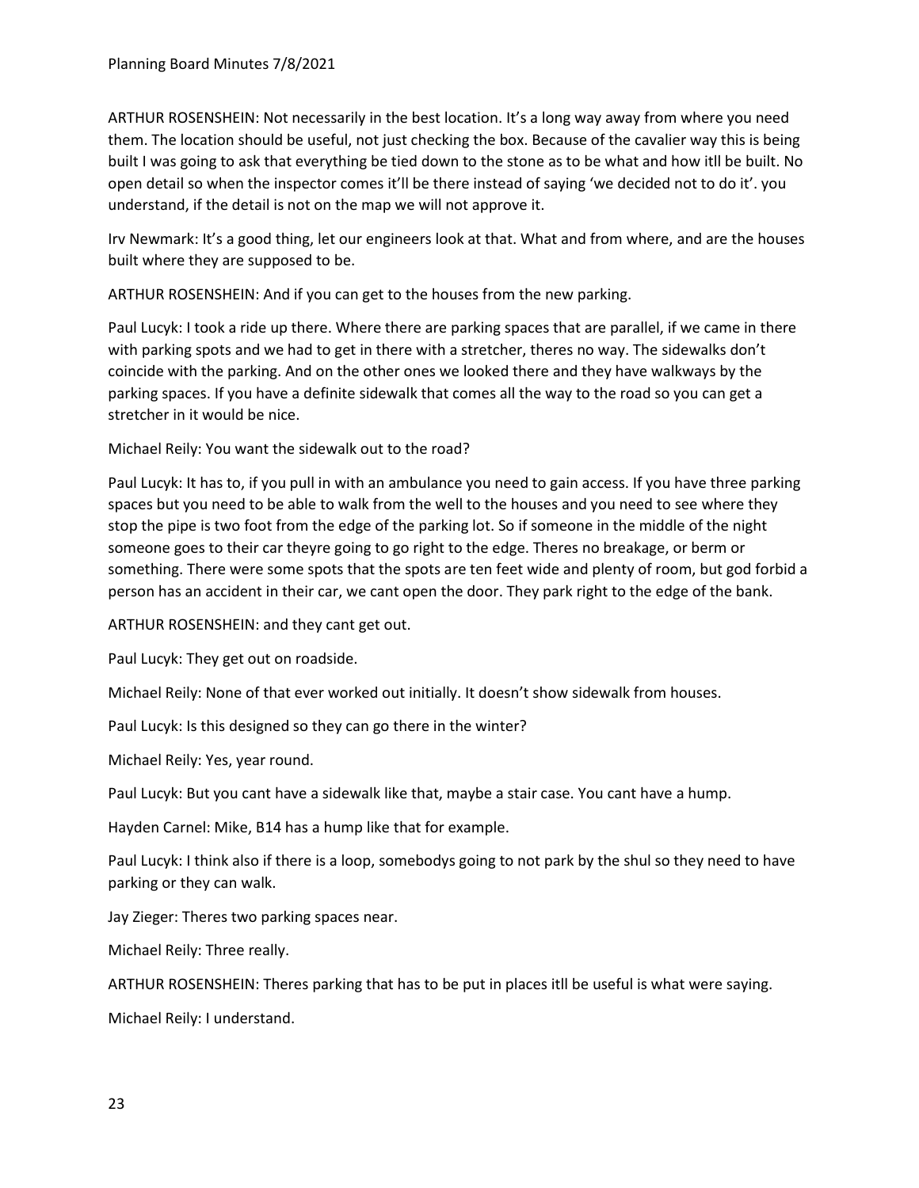ARTHUR ROSENSHEIN: Not necessarily in the best location. It's a long way away from where you need them. The location should be useful, not just checking the box. Because of the cavalier way this is being built I was going to ask that everything be tied down to the stone as to be what and how itll be built. No open detail so when the inspector comes it'll be there instead of saying 'we decided not to do it'. you understand, if the detail is not on the map we will not approve it.

Irv Newmark: It's a good thing, let our engineers look at that. What and from where, and are the houses built where they are supposed to be.

ARTHUR ROSENSHEIN: And if you can get to the houses from the new parking.

Paul Lucyk: I took a ride up there. Where there are parking spaces that are parallel, if we came in there with parking spots and we had to get in there with a stretcher, theres no way. The sidewalks don't coincide with the parking. And on the other ones we looked there and they have walkways by the parking spaces. If you have a definite sidewalk that comes all the way to the road so you can get a stretcher in it would be nice.

Michael Reily: You want the sidewalk out to the road?

Paul Lucyk: It has to, if you pull in with an ambulance you need to gain access. If you have three parking spaces but you need to be able to walk from the well to the houses and you need to see where they stop the pipe is two foot from the edge of the parking lot. So if someone in the middle of the night someone goes to their car theyre going to go right to the edge. Theres no breakage, or berm or something. There were some spots that the spots are ten feet wide and plenty of room, but god forbid a person has an accident in their car, we cant open the door. They park right to the edge of the bank.

ARTHUR ROSENSHEIN: and they cant get out.

Paul Lucyk: They get out on roadside.

Michael Reily: None of that ever worked out initially. It doesn't show sidewalk from houses.

Paul Lucyk: Is this designed so they can go there in the winter?

Michael Reily: Yes, year round.

Paul Lucyk: But you cant have a sidewalk like that, maybe a stair case. You cant have a hump.

Hayden Carnel: Mike, B14 has a hump like that for example.

Paul Lucyk: I think also if there is a loop, somebodys going to not park by the shul so they need to have parking or they can walk.

Jay Zieger: Theres two parking spaces near.

Michael Reily: Three really.

ARTHUR ROSENSHEIN: Theres parking that has to be put in places itll be useful is what were saying.

Michael Reily: I understand.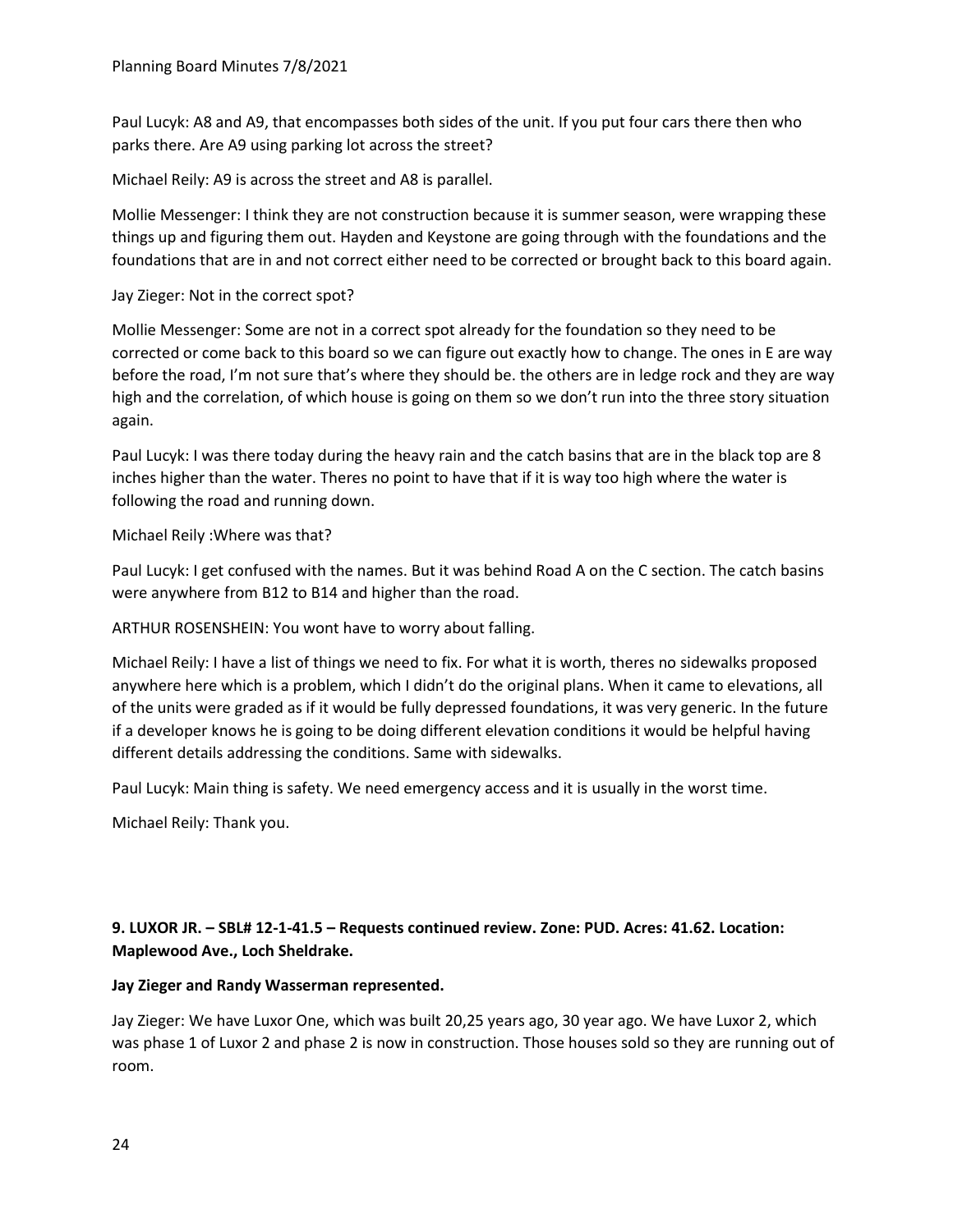Paul Lucyk: A8 and A9, that encompasses both sides of the unit. If you put four cars there then who parks there. Are A9 using parking lot across the street?

Michael Reily: A9 is across the street and A8 is parallel.

Mollie Messenger: I think they are not construction because it is summer season, were wrapping these things up and figuring them out. Hayden and Keystone are going through with the foundations and the foundations that are in and not correct either need to be corrected or brought back to this board again.

Jay Zieger: Not in the correct spot?

Mollie Messenger: Some are not in a correct spot already for the foundation so they need to be corrected or come back to this board so we can figure out exactly how to change. The ones in E are way before the road, I'm not sure that's where they should be. the others are in ledge rock and they are way high and the correlation, of which house is going on them so we don't run into the three story situation again.

Paul Lucyk: I was there today during the heavy rain and the catch basins that are in the black top are 8 inches higher than the water. Theres no point to have that if it is way too high where the water is following the road and running down.

Michael Reily :Where was that?

Paul Lucyk: I get confused with the names. But it was behind Road A on the C section. The catch basins were anywhere from B12 to B14 and higher than the road.

ARTHUR ROSENSHEIN: You wont have to worry about falling.

Michael Reily: I have a list of things we need to fix. For what it is worth, theres no sidewalks proposed anywhere here which is a problem, which I didn't do the original plans. When it came to elevations, all of the units were graded as if it would be fully depressed foundations, it was very generic. In the future if a developer knows he is going to be doing different elevation conditions it would be helpful having different details addressing the conditions. Same with sidewalks.

Paul Lucyk: Main thing is safety. We need emergency access and it is usually in the worst time.

Michael Reily: Thank you.

**9. LUXOR JR. – SBL# 12-1-41.5 – Requests continued review. Zone: PUD. Acres: 41.62. Location: Maplewood Ave., Loch Sheldrake.**

**Jay Zieger and Randy Wasserman represented.**

Jay Zieger: We have Luxor One, which was built 20,25 years ago, 30 year ago. We have Luxor 2, which was phase 1 of Luxor 2 and phase 2 is now in construction. Those houses sold so they are running out of room.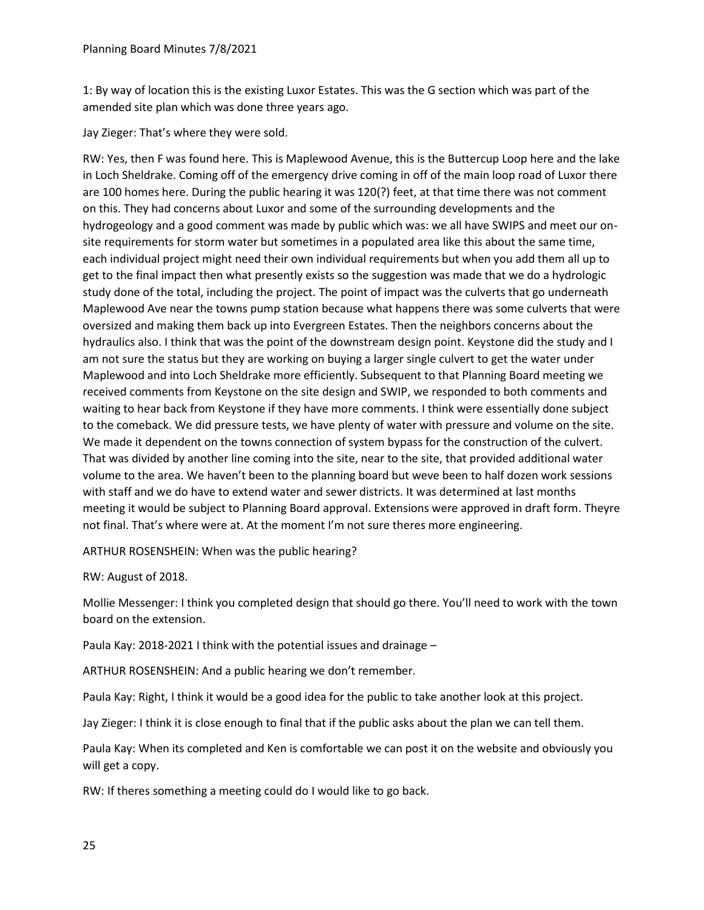1: By way of location this is the existing Luxor Estates. This was the G section which was part of the amended site plan which was done three years ago.

Jay Zieger: That's where they were sold.

RW: Yes, then F was found here. This is Maplewood Avenue, this is the Buttercup Loop here and the lake in Loch Sheldrake. Coming off of the emergency drive coming in off of the main loop road of Luxor there are 100 homes here. During the public hearing it was 120(?) feet, at that time there was not comment on this. They had concerns about Luxor and some of the surrounding developments and the hydrogeology and a good comment was made by public which was: we all have SWIPS and meet our on-site requirements for storm water but sometimes in a populated area like this about the same time, each individual project might need their own individual requirements but when you add them all up to get to the final impact then what presently exists so the suggestion was made that we do a hydrologic study done of the total, including the project. The point of impact was the culverts that go underneath Maplewood Ave near the towns pump station because what happens there was some culverts that were oversized and making them back up into Evergreen Estates. Then the neighbors concerns about the hydraulics also. I think that was the point of the downstream design point. Keystone did the study and I am not sure the status but they are working on buying a larger single culvert to get the water under Maplewood and into Loch Sheldrake more efficiently. Subsequent to that Planning Board meeting we received comments from Keystone on the site design and SWIP, we responded to both comments and waiting to hear back from Keystone if they have more comments. I think were essentially done subject to the comeback. We did pressure tests, we have plenty of water with pressure and volume on the site. We made it dependent on the towns connection of system bypass for the construction of the culvert. That was divided by another line coming into the site, near to the site, that provided additional water volume to the area. We haven't been to the planning board but weve been to half dozen work sessions with staff and we do have to extend water and sewer districts. It was determined at last months meeting it would be subject to Planning Board approval. Extensions were approved in draft form. Theyre not final. That's where were at. At the moment I'm not sure theres more engineering.

ARTHUR ROSENSHEIN: When was the public hearing?

RW: August of 2018.

Mollie Messenger: I think you completed design that should go there. You'll need to work with the town board on the extension.

Paula Kay: 2018-2021 I think with the potential issues and drainage –

ARTHUR ROSENSHEIN: And a public hearing we don't remember.

Paula Kay: Right, I think it would be a good idea for the public to take another look at this project.

Jay Zieger: I think it is close enough to final that if the public asks about the plan we can tell them.

Paula Kay: When its completed and Ken is comfortable we can post it on the website and obviously you will get a copy.

RW: If theres something a meeting could do I would like to go back.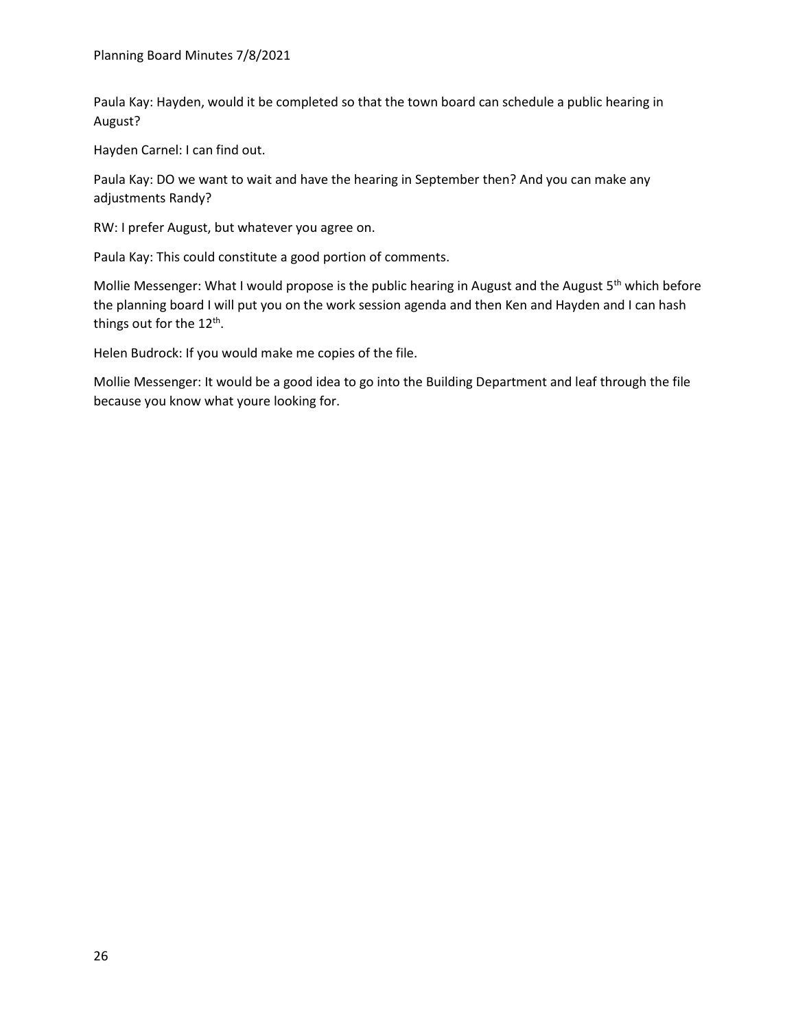Paula Kay: Hayden, would it be completed so that the town board can schedule a public hearing in August?

Hayden Carnel: I can find out.

Paula Kay: DO we want to wait and have the hearing in September then? And you can make any adjustments Randy?

RW: I prefer August, but whatever you agree on.

Paula Kay: This could constitute a good portion of comments.

Mollie Messenger: What I would propose is the public hearing in August and the August 5th which before the planning board I will put you on the work session agenda and then Ken and Hayden and I can hash things out for the 12th.

Helen Budrock: If you would make me copies of the file.

Mollie Messenger: It would be a good idea to go into the Building Department and leaf through the file because you know what youre looking for.